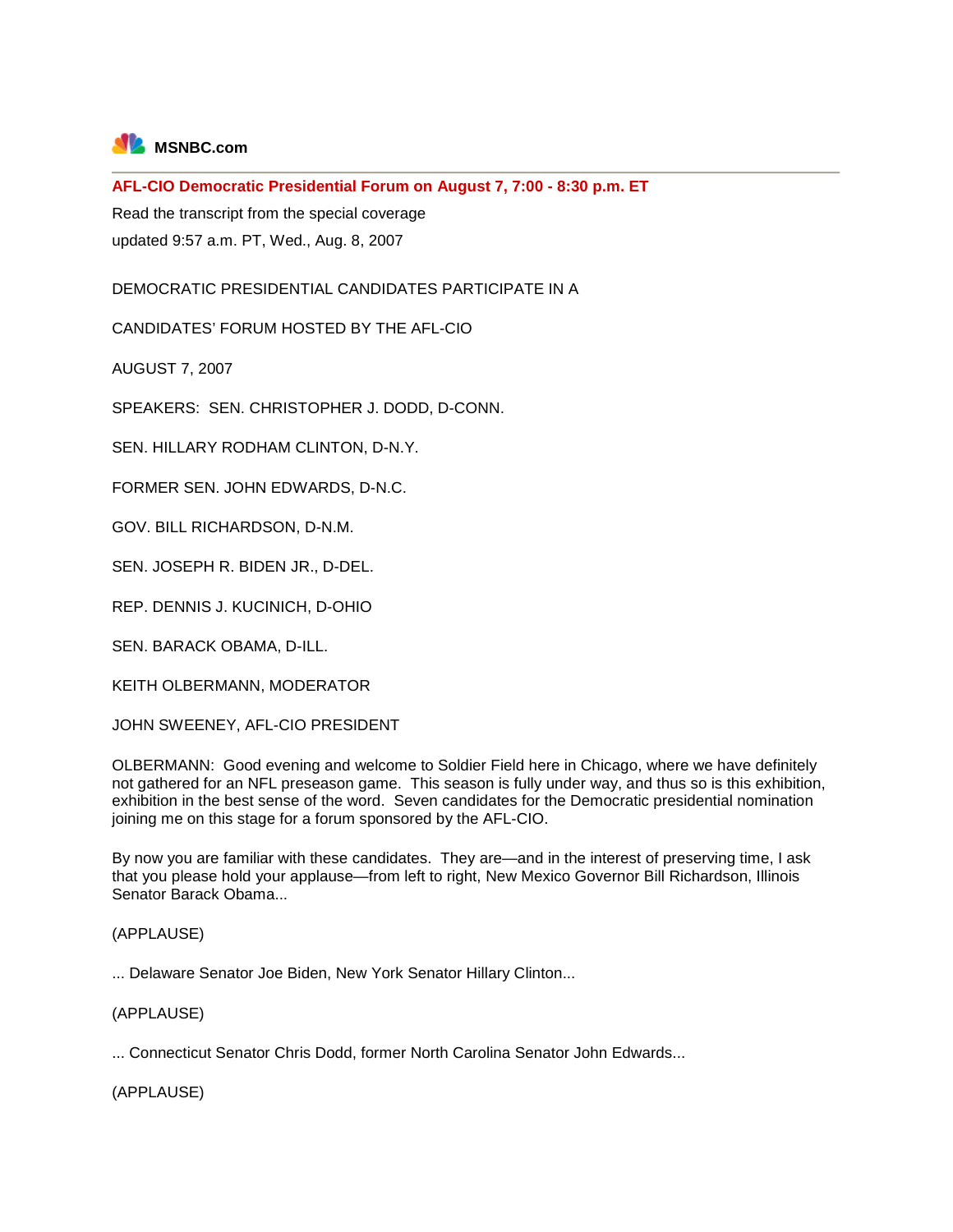**MSNBC.com**

---

## AFL-CIO Democratic Presidential Forum on August 7, 7:00 - 8:30 p.m. ET

Read the transcript from the special coverage

updated 9:57 a.m. PT, Wed., Aug. 8, 2007

DEMOCRATIC PRESIDENTIAL CANDIDATES PARTICIPATE IN A

CANDIDATES' FORUM HOSTED BY THE AFL-CIO

AUGUST 7, 2007

SPEAKERS: SEN. CHRISTOPHER J. DODD, D-CONN.

SEN. HILLARY RODHAM CLINTON, D-N.Y.

FORMER SEN. JOHN EDWARDS, D-N.C.

GOV. BILL RICHARDSON, D-N.M.

SEN. JOSEPH R. BIDEN JR., D-DEL.

REP. DENNIS J. KUCINICH, D-OHIO

SEN. BARACK OBAMA, D-ILL.

KEITH OLBERMANN, MODERATOR

JOHN SWEENEY, AFL-CIO PRESIDENT

OLBERMANN: Good evening and welcome to Soldier Field here in Chicago, where we have definitely not gathered for an NFL preseason game. This season is fully under way, and thus so is this exhibition, exhibition in the best sense of the word. Seven candidates for the Democratic presidential nomination joining me on this stage for a forum sponsored by the AFL-CIO.

By now you are familiar with these candidates. They are—and in the interest of preserving time, I ask that you please hold your applause—from left to right, New Mexico Governor Bill Richardson, Illinois Senator Barack Obama...

(APPLAUSE)

... Delaware Senator Joe Biden, New York Senator Hillary Clinton...

(APPLAUSE)

... Connecticut Senator Chris Dodd, former North Carolina Senator John Edwards...

(APPLAUSE)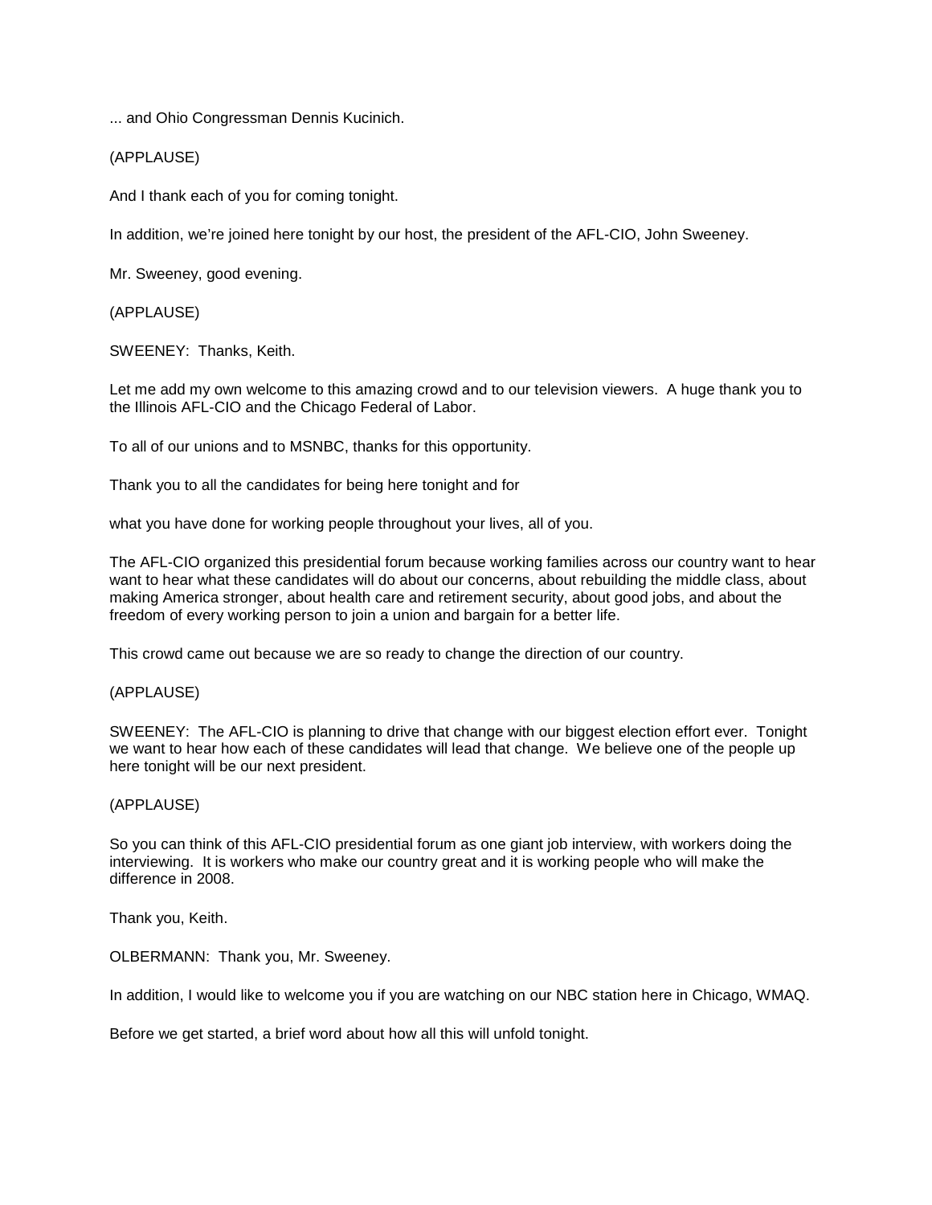... and Ohio Congressman Dennis Kucinich.

(APPLAUSE)

And I thank each of you for coming tonight.

In addition, we're joined here tonight by our host, the president of the AFL-CIO, John Sweeney.

Mr. Sweeney, good evening.

(APPLAUSE)

SWEENEY: Thanks, Keith.

Let me add my own welcome to this amazing crowd and to our television viewers. A huge thank you to the Illinois AFL-CIO and the Chicago Federal of Labor.

To all of our unions and to MSNBC, thanks for this opportunity.

Thank you to all the candidates for being here tonight and for

what you have done for working people throughout your lives, all of you.

The AFL-CIO organized this presidential forum because working families across our country want to hear want to hear what these candidates will do about our concerns, about rebuilding the middle class, about making America stronger, about health care and retirement security, about good jobs, and about the freedom of every working person to join a union and bargain for a better life.

This crowd came out because we are so ready to change the direction of our country.

(APPLAUSE)

SWEENEY: The AFL-CIO is planning to drive that change with our biggest election effort ever. Tonight we want to hear how each of these candidates will lead that change. We believe one of the people up here tonight will be our next president.

(APPLAUSE)

So you can think of this AFL-CIO presidential forum as one giant job interview, with workers doing the interviewing. It is workers who make our country great and it is working people who will make the difference in 2008.

Thank you, Keith.

OLBERMANN: Thank you, Mr. Sweeney.

In addition, I would like to welcome you if you are watching on our NBC station here in Chicago, WMAQ.

Before we get started, a brief word about how all this will unfold tonight.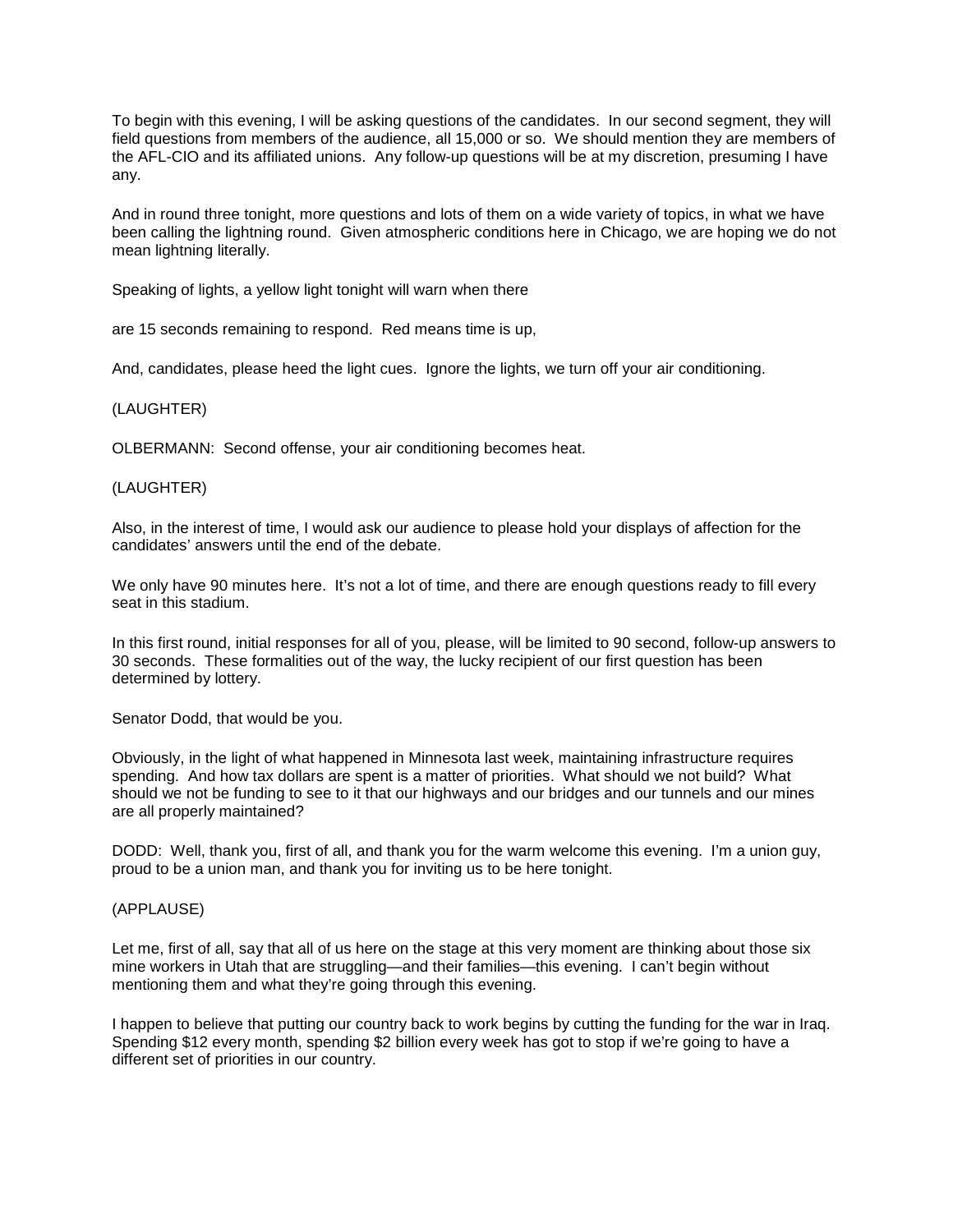To begin with this evening, I will be asking questions of the candidates. In our second segment, they will field questions from members of the audience, all 15,000 or so. We should mention they are members of the AFL-CIO and its affiliated unions. Any follow-up questions will be at my discretion, presuming I have any.

And in round three tonight, more questions and lots of them on a wide variety of topics, in what we have been calling the lightning round. Given atmospheric conditions here in Chicago, we are hoping we do not mean lightning literally.

Speaking of lights, a yellow light tonight will warn when there

are 15 seconds remaining to respond. Red means time is up,

And, candidates, please heed the light cues. Ignore the lights, we turn off your air conditioning.

(LAUGHTER)

OLBERMANN: Second offense, your air conditioning becomes heat.

(LAUGHTER)

Also, in the interest of time, I would ask our audience to please hold your displays of affection for the candidates' answers until the end of the debate.

We only have 90 minutes here. It's not a lot of time, and there are enough questions ready to fill every seat in this stadium.

In this first round, initial responses for all of you, please, will be limited to 90 second, follow-up answers to 30 seconds. These formalities out of the way, the lucky recipient of our first question has been determined by lottery.

Senator Dodd, that would be you.

Obviously, in the light of what happened in Minnesota last week, maintaining infrastructure requires spending. And how tax dollars are spent is a matter of priorities. What should we not build? What should we not be funding to see to it that our highways and our bridges and our tunnels and our mines are all properly maintained?

DODD: Well, thank you, first of all, and thank you for the warm welcome this evening. I'm a union guy, proud to be a union man, and thank you for inviting us to be here tonight.

(APPLAUSE)

Let me, first of all, say that all of us here on the stage at this very moment are thinking about those six mine workers in Utah that are struggling—and their families—this evening. I can't begin without mentioning them and what they're going through this evening.

I happen to believe that putting our country back to work begins by cutting the funding for the war in Iraq. Spending $12 every month, spending $2 billion every week has got to stop if we're going to have a different set of priorities in our country.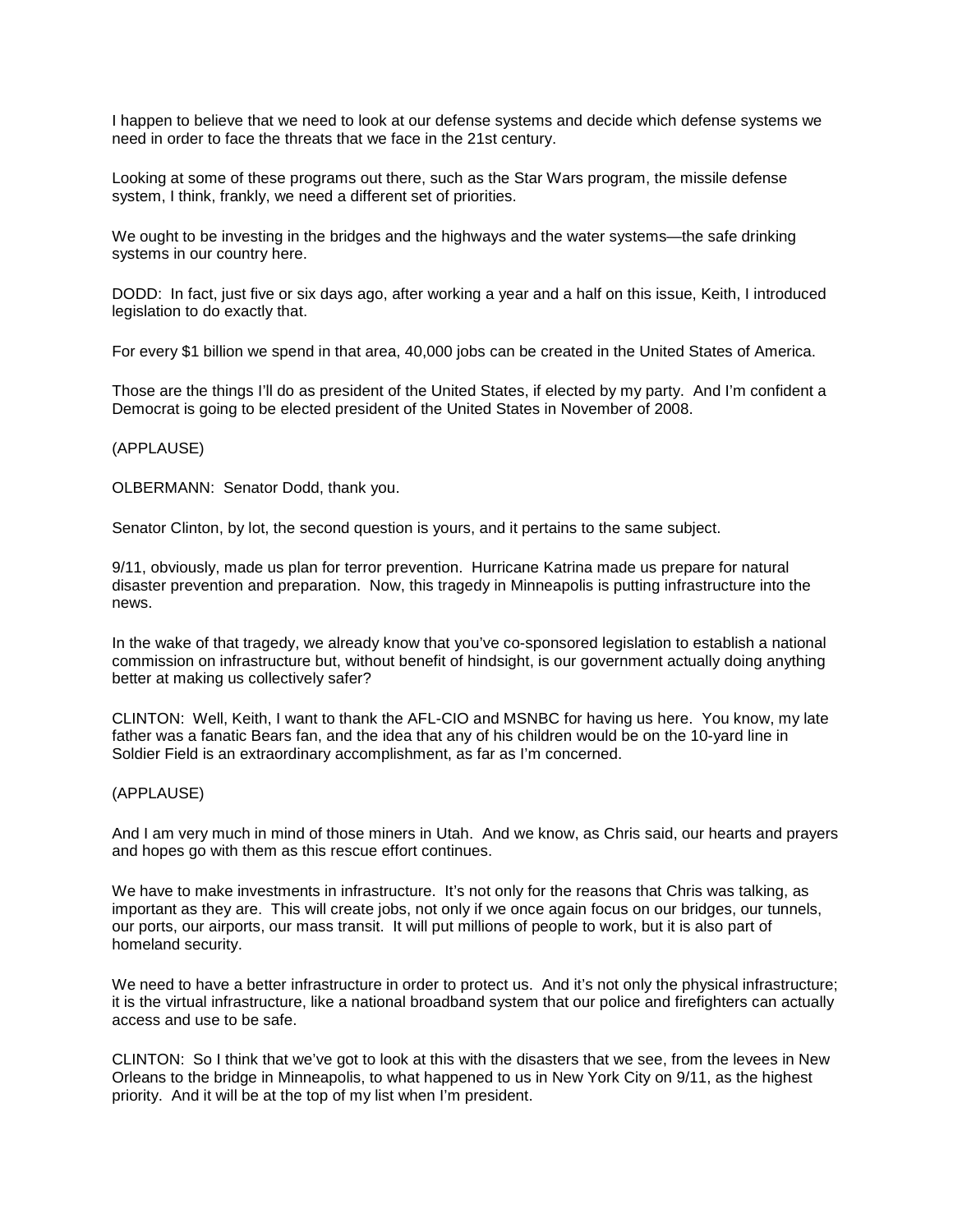I happen to believe that we need to look at our defense systems and decide which defense systems we need in order to face the threats that we face in the 21st century.

Looking at some of these programs out there, such as the Star Wars program, the missile defense system, I think, frankly, we need a different set of priorities.

We ought to be investing in the bridges and the highways and the water systems—the safe drinking systems in our country here.

DODD: In fact, just five or six days ago, after working a year and a half on this issue, Keith, I introduced legislation to do exactly that.

For every $1 billion we spend in that area, 40,000 jobs can be created in the United States of America.

Those are the things I'll do as president of the United States, if elected by my party. And I'm confident a Democrat is going to be elected president of the United States in November of 2008.

(APPLAUSE)

OLBERMANN: Senator Dodd, thank you.

Senator Clinton, by lot, the second question is yours, and it pertains to the same subject.

9/11, obviously, made us plan for terror prevention. Hurricane Katrina made us prepare for natural disaster prevention and preparation. Now, this tragedy in Minneapolis is putting infrastructure into the news.

In the wake of that tragedy, we already know that you've co-sponsored legislation to establish a national commission on infrastructure but, without benefit of hindsight, is our government actually doing anything better at making us collectively safer?

CLINTON: Well, Keith, I want to thank the AFL-CIO and MSNBC for having us here. You know, my late father was a fanatic Bears fan, and the idea that any of his children would be on the 10-yard line in Soldier Field is an extraordinary accomplishment, as far as I'm concerned.

(APPLAUSE)

And I am very much in mind of those miners in Utah. And we know, as Chris said, our hearts and prayers and hopes go with them as this rescue effort continues.

We have to make investments in infrastructure. It's not only for the reasons that Chris was talking, as important as they are. This will create jobs, not only if we once again focus on our bridges, our tunnels, our ports, our airports, our mass transit. It will put millions of people to work, but it is also part of homeland security.

We need to have a better infrastructure in order to protect us. And it's not only the physical infrastructure; it is the virtual infrastructure, like a national broadband system that our police and firefighters can actually access and use to be safe.

CLINTON: So I think that we've got to look at this with the disasters that we see, from the levees in New Orleans to the bridge in Minneapolis, to what happened to us in New York City on 9/11, as the highest priority. And it will be at the top of my list when I'm president.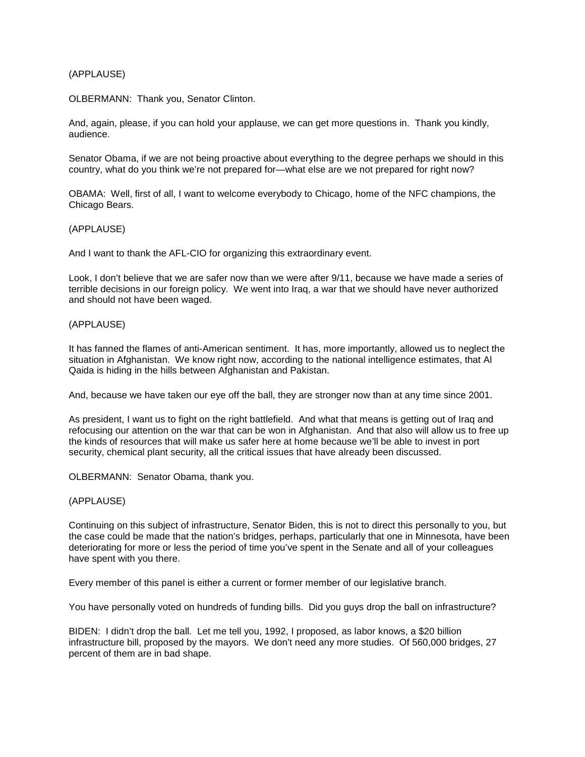(APPLAUSE)

OLBERMANN: Thank you, Senator Clinton.

And, again, please, if you can hold your applause, we can get more questions in. Thank you kindly, audience.

Senator Obama, if we are not being proactive about everything to the degree perhaps we should in this country, what do you think we're not prepared for—what else are we not prepared for right now?

OBAMA: Well, first of all, I want to welcome everybody to Chicago, home of the NFC champions, the Chicago Bears.

(APPLAUSE)

And I want to thank the AFL-CIO for organizing this extraordinary event.

Look, I don't believe that we are safer now than we were after 9/11, because we have made a series of terrible decisions in our foreign policy. We went into Iraq, a war that we should have never authorized and should not have been waged.

(APPLAUSE)

It has fanned the flames of anti-American sentiment. It has, more importantly, allowed us to neglect the situation in Afghanistan. We know right now, according to the national intelligence estimates, that Al Qaida is hiding in the hills between Afghanistan and Pakistan.

And, because we have taken our eye off the ball, they are stronger now than at any time since 2001.

As president, I want us to fight on the right battlefield. And what that means is getting out of Iraq and refocusing our attention on the war that can be won in Afghanistan. And that also will allow us to free up the kinds of resources that will make us safer here at home because we'll be able to invest in port security, chemical plant security, all the critical issues that have already been discussed.

OLBERMANN: Senator Obama, thank you.

(APPLAUSE)

Continuing on this subject of infrastructure, Senator Biden, this is not to direct this personally to you, but the case could be made that the nation's bridges, perhaps, particularly that one in Minnesota, have been deteriorating for more or less the period of time you've spent in the Senate and all of your colleagues have spent with you there.

Every member of this panel is either a current or former member of our legislative branch.

You have personally voted on hundreds of funding bills. Did you guys drop the ball on infrastructure?

BIDEN: I didn't drop the ball. Let me tell you, 1992, I proposed, as labor knows, a $20 billion infrastructure bill, proposed by the mayors. We don't need any more studies. Of 560,000 bridges, 27 percent of them are in bad shape.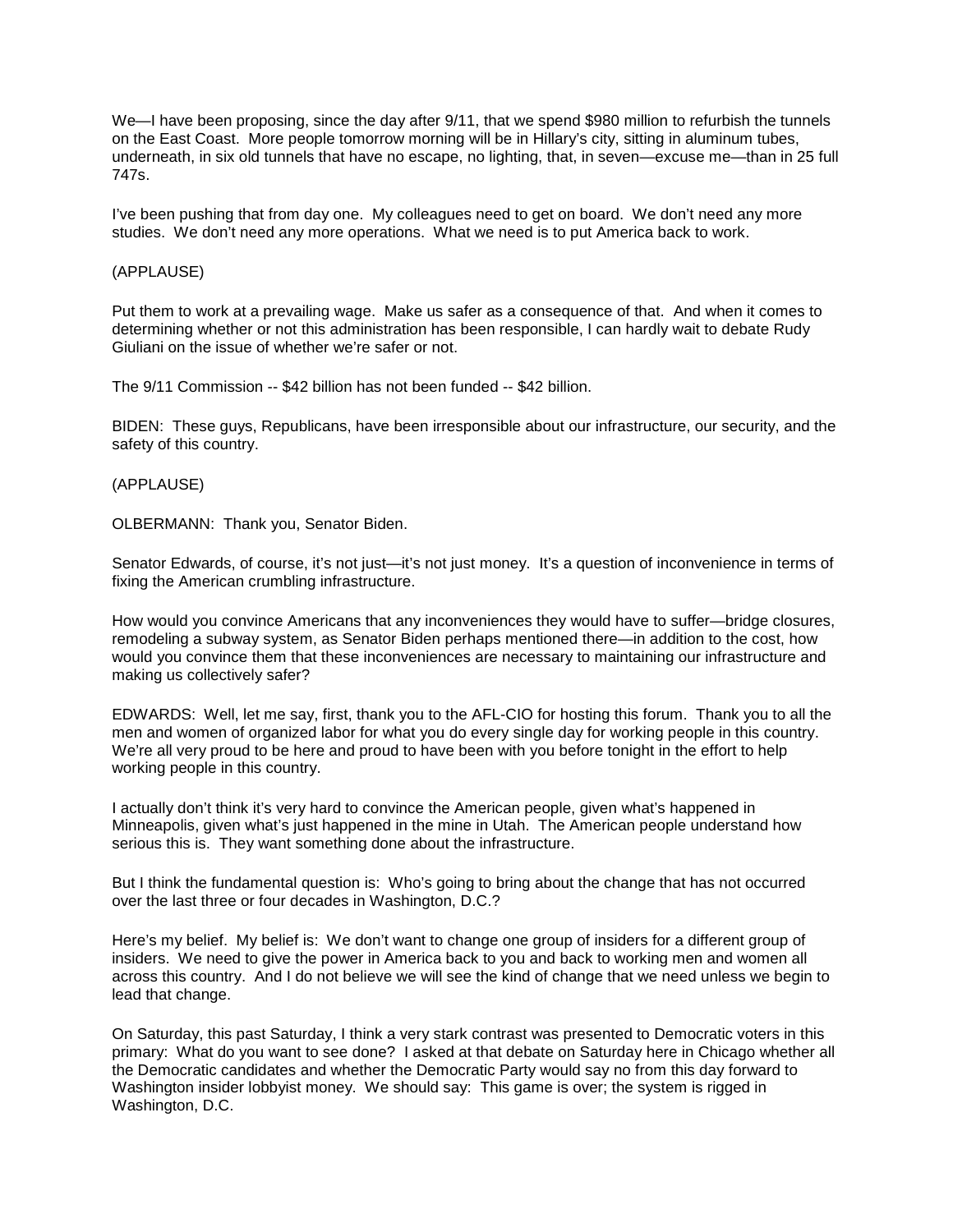We—I have been proposing, since the day after 9/11, that we spend $980 million to refurbish the tunnels on the East Coast. More people tomorrow morning will be in Hillary's city, sitting in aluminum tubes, underneath, in six old tunnels that have no escape, no lighting, that, in seven—excuse me—than in 25 full 747s.

I've been pushing that from day one. My colleagues need to get on board. We don't need any more studies. We don't need any more operations. What we need is to put America back to work.

(APPLAUSE)

Put them to work at a prevailing wage. Make us safer as a consequence of that. And when it comes to determining whether or not this administration has been responsible, I can hardly wait to debate Rudy Giuliani on the issue of whether we're safer or not.

The 9/11 Commission -- $42 billion has not been funded -- $42 billion.

BIDEN: These guys, Republicans, have been irresponsible about our infrastructure, our security, and the safety of this country.

(APPLAUSE)

OLBERMANN: Thank you, Senator Biden.

Senator Edwards, of course, it's not just—it's not just money. It's a question of inconvenience in terms of fixing the American crumbling infrastructure.

How would you convince Americans that any inconveniences they would have to suffer—bridge closures, remodeling a subway system, as Senator Biden perhaps mentioned there—in addition to the cost, how would you convince them that these inconveniences are necessary to maintaining our infrastructure and making us collectively safer?

EDWARDS: Well, let me say, first, thank you to the AFL-CIO for hosting this forum. Thank you to all the men and women of organized labor for what you do every single day for working people in this country. We're all very proud to be here and proud to have been with you before tonight in the effort to help working people in this country.

I actually don't think it's very hard to convince the American people, given what's happened in Minneapolis, given what's just happened in the mine in Utah. The American people understand how serious this is. They want something done about the infrastructure.

But I think the fundamental question is: Who's going to bring about the change that has not occurred over the last three or four decades in Washington, D.C.?

Here's my belief. My belief is: We don't want to change one group of insiders for a different group of insiders. We need to give the power in America back to you and back to working men and women all across this country. And I do not believe we will see the kind of change that we need unless we begin to lead that change.

On Saturday, this past Saturday, I think a very stark contrast was presented to Democratic voters in this primary: What do you want to see done? I asked at that debate on Saturday here in Chicago whether all the Democratic candidates and whether the Democratic Party would say no from this day forward to Washington insider lobbyist money. We should say: This game is over; the system is rigged in Washington, D.C.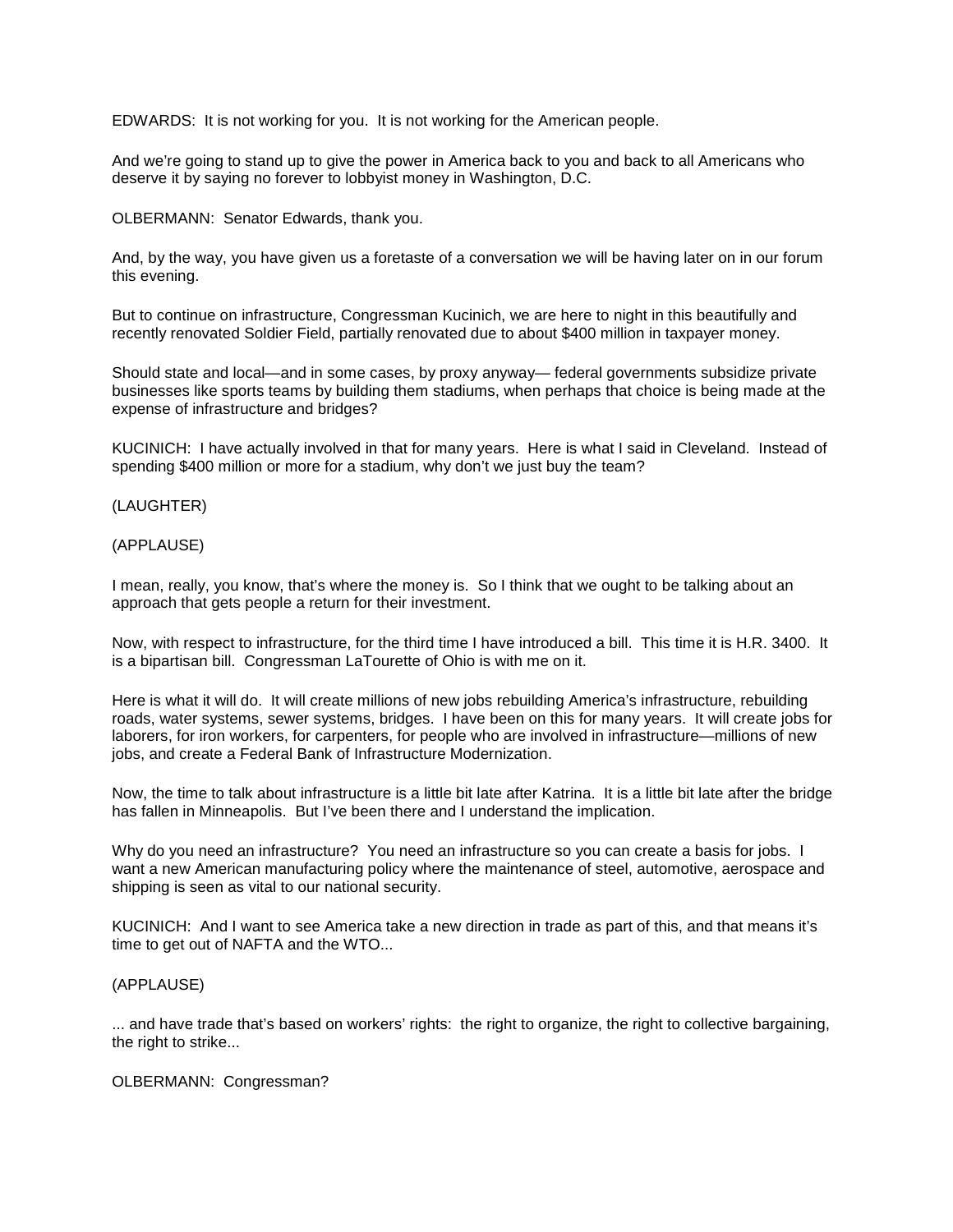EDWARDS: It is not working for you. It is not working for the American people.

And we're going to stand up to give the power in America back to you and back to all Americans who deserve it by saying no forever to lobbyist money in Washington, D.C.

OLBERMANN: Senator Edwards, thank you.

And, by the way, you have given us a foretaste of a conversation we will be having later on in our forum this evening.

But to continue on infrastructure, Congressman Kucinich, we are here to night in this beautifully and recently renovated Soldier Field, partially renovated due to about $400 million in taxpayer money.

Should state and local—and in some cases, by proxy anyway— federal governments subsidize private businesses like sports teams by building them stadiums, when perhaps that choice is being made at the expense of infrastructure and bridges?

KUCINICH: I have actually involved in that for many years. Here is what I said in Cleveland. Instead of spending $400 million or more for a stadium, why don't we just buy the team?

(LAUGHTER)

(APPLAUSE)

I mean, really, you know, that's where the money is. So I think that we ought to be talking about an approach that gets people a return for their investment.

Now, with respect to infrastructure, for the third time I have introduced a bill. This time it is H.R. 3400. It is a bipartisan bill. Congressman LaTourette of Ohio is with me on it.

Here is what it will do. It will create millions of new jobs rebuilding America's infrastructure, rebuilding roads, water systems, sewer systems, bridges. I have been on this for many years. It will create jobs for laborers, for iron workers, for carpenters, for people who are involved in infrastructure—millions of new jobs, and create a Federal Bank of Infrastructure Modernization.

Now, the time to talk about infrastructure is a little bit late after Katrina. It is a little bit late after the bridge has fallen in Minneapolis. But I've been there and I understand the implication.

Why do you need an infrastructure? You need an infrastructure so you can create a basis for jobs. I want a new American manufacturing policy where the maintenance of steel, automotive, aerospace and shipping is seen as vital to our national security.

KUCINICH: And I want to see America take a new direction in trade as part of this, and that means it's time to get out of NAFTA and the WTO...

(APPLAUSE)

... and have trade that's based on workers' rights: the right to organize, the right to collective bargaining, the right to strike...

OLBERMANN: Congressman?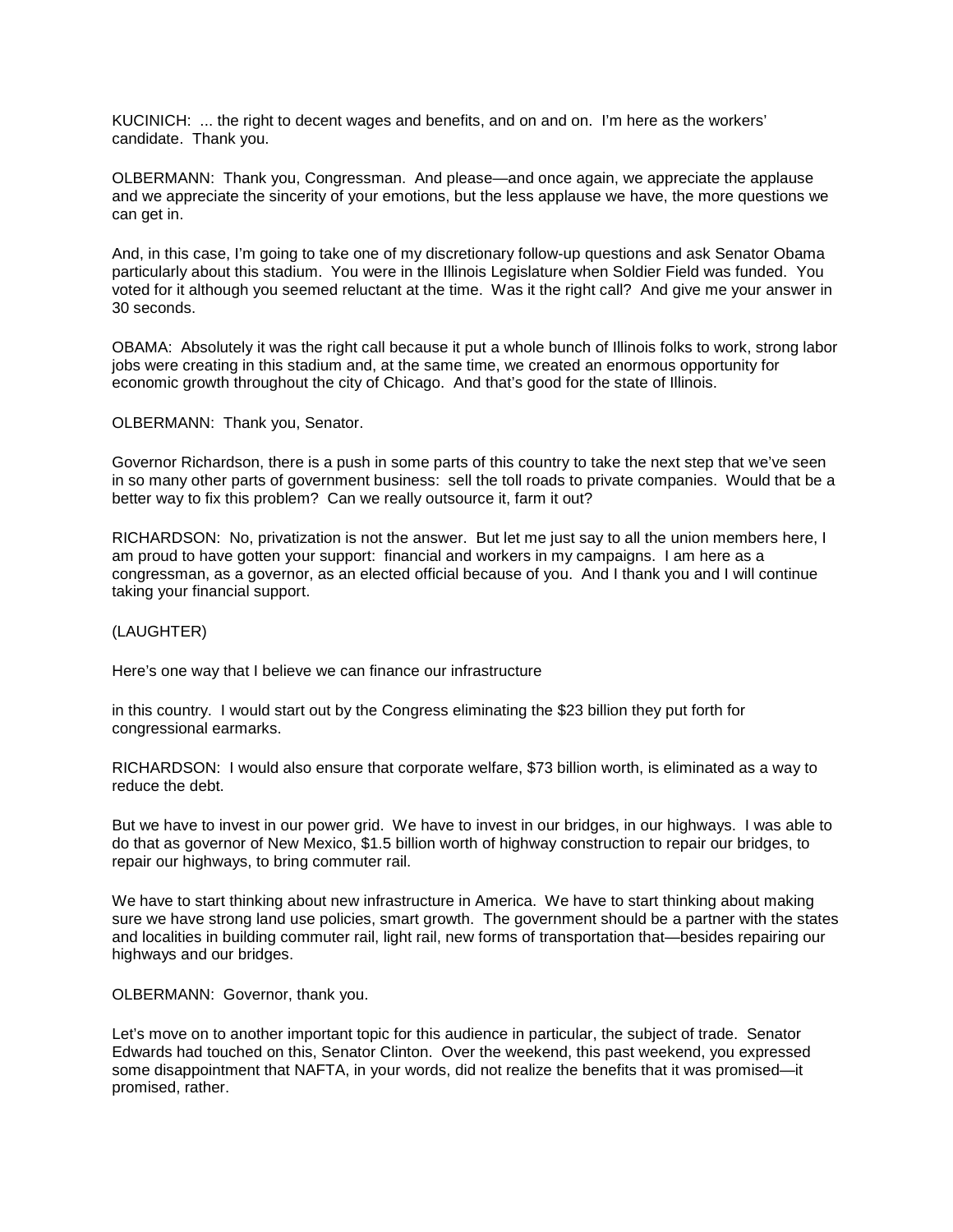KUCINICH: ... the right to decent wages and benefits, and on and on. I'm here as the workers' candidate. Thank you.

OLBERMANN: Thank you, Congressman. And please—and once again, we appreciate the applause and we appreciate the sincerity of your emotions, but the less applause we have, the more questions we can get in.

And, in this case, I'm going to take one of my discretionary follow-up questions and ask Senator Obama particularly about this stadium. You were in the Illinois Legislature when Soldier Field was funded. You voted for it although you seemed reluctant at the time. Was it the right call? And give me your answer in 30 seconds.

OBAMA: Absolutely it was the right call because it put a whole bunch of Illinois folks to work, strong labor jobs were creating in this stadium and, at the same time, we created an enormous opportunity for economic growth throughout the city of Chicago. And that's good for the state of Illinois.

OLBERMANN: Thank you, Senator.

Governor Richardson, there is a push in some parts of this country to take the next step that we've seen in so many other parts of government business: sell the toll roads to private companies. Would that be a better way to fix this problem? Can we really outsource it, farm it out?

RICHARDSON: No, privatization is not the answer. But let me just say to all the union members here, I am proud to have gotten your support: financial and workers in my campaigns. I am here as a congressman, as a governor, as an elected official because of you. And I thank you and I will continue taking your financial support.

(LAUGHTER)

Here's one way that I believe we can finance our infrastructure

in this country. I would start out by the Congress eliminating the $23 billion they put forth for congressional earmarks.

RICHARDSON: I would also ensure that corporate welfare, $73 billion worth, is eliminated as a way to reduce the debt.

But we have to invest in our power grid. We have to invest in our bridges, in our highways. I was able to do that as governor of New Mexico, $1.5 billion worth of highway construction to repair our bridges, to repair our highways, to bring commuter rail.

We have to start thinking about new infrastructure in America. We have to start thinking about making sure we have strong land use policies, smart growth. The government should be a partner with the states and localities in building commuter rail, light rail, new forms of transportation that—besides repairing our highways and our bridges.

OLBERMANN: Governor, thank you.

Let's move on to another important topic for this audience in particular, the subject of trade. Senator Edwards had touched on this, Senator Clinton. Over the weekend, this past weekend, you expressed some disappointment that NAFTA, in your words, did not realize the benefits that it was promised—it promised, rather.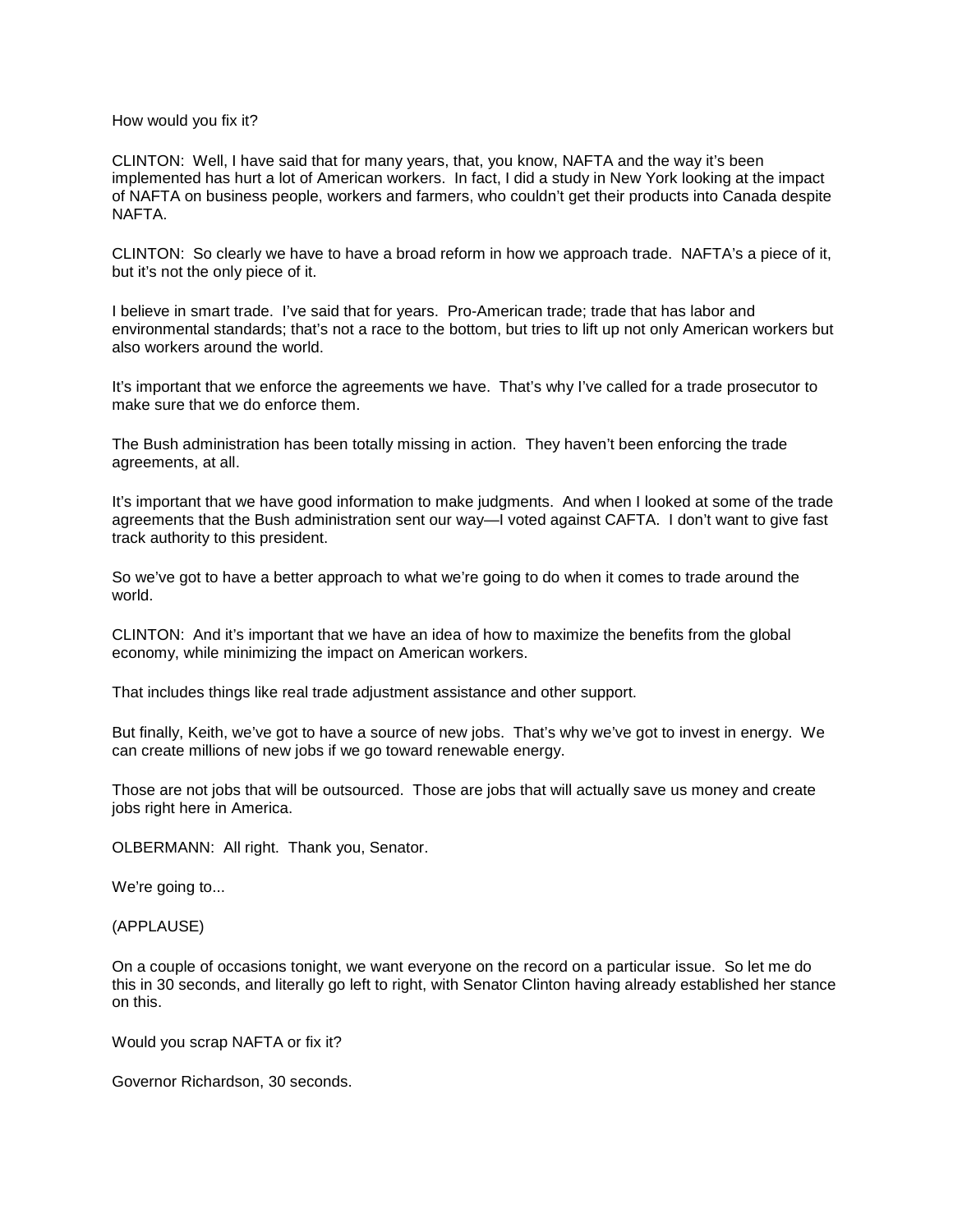How would you fix it?

CLINTON: Well, I have said that for many years, that, you know, NAFTA and the way it's been implemented has hurt a lot of American workers. In fact, I did a study in New York looking at the impact of NAFTA on business people, workers and farmers, who couldn't get their products into Canada despite NAFTA.

CLINTON: So clearly we have to have a broad reform in how we approach trade. NAFTA's a piece of it, but it's not the only piece of it.

I believe in smart trade. I've said that for years. Pro-American trade; trade that has labor and environmental standards; that's not a race to the bottom, but tries to lift up not only American workers but also workers around the world.

It's important that we enforce the agreements we have. That's why I've called for a trade prosecutor to make sure that we do enforce them.

The Bush administration has been totally missing in action. They haven't been enforcing the trade agreements, at all.

It's important that we have good information to make judgments. And when I looked at some of the trade agreements that the Bush administration sent our way—I voted against CAFTA. I don't want to give fast track authority to this president.

So we've got to have a better approach to what we're going to do when it comes to trade around the world.

CLINTON: And it's important that we have an idea of how to maximize the benefits from the global economy, while minimizing the impact on American workers.

That includes things like real trade adjustment assistance and other support.

But finally, Keith, we've got to have a source of new jobs. That's why we've got to invest in energy. We can create millions of new jobs if we go toward renewable energy.

Those are not jobs that will be outsourced. Those are jobs that will actually save us money and create jobs right here in America.

OLBERMANN: All right. Thank you, Senator.

We're going to...

(APPLAUSE)

On a couple of occasions tonight, we want everyone on the record on a particular issue. So let me do this in 30 seconds, and literally go left to right, with Senator Clinton having already established her stance on this.

Would you scrap NAFTA or fix it?

Governor Richardson, 30 seconds.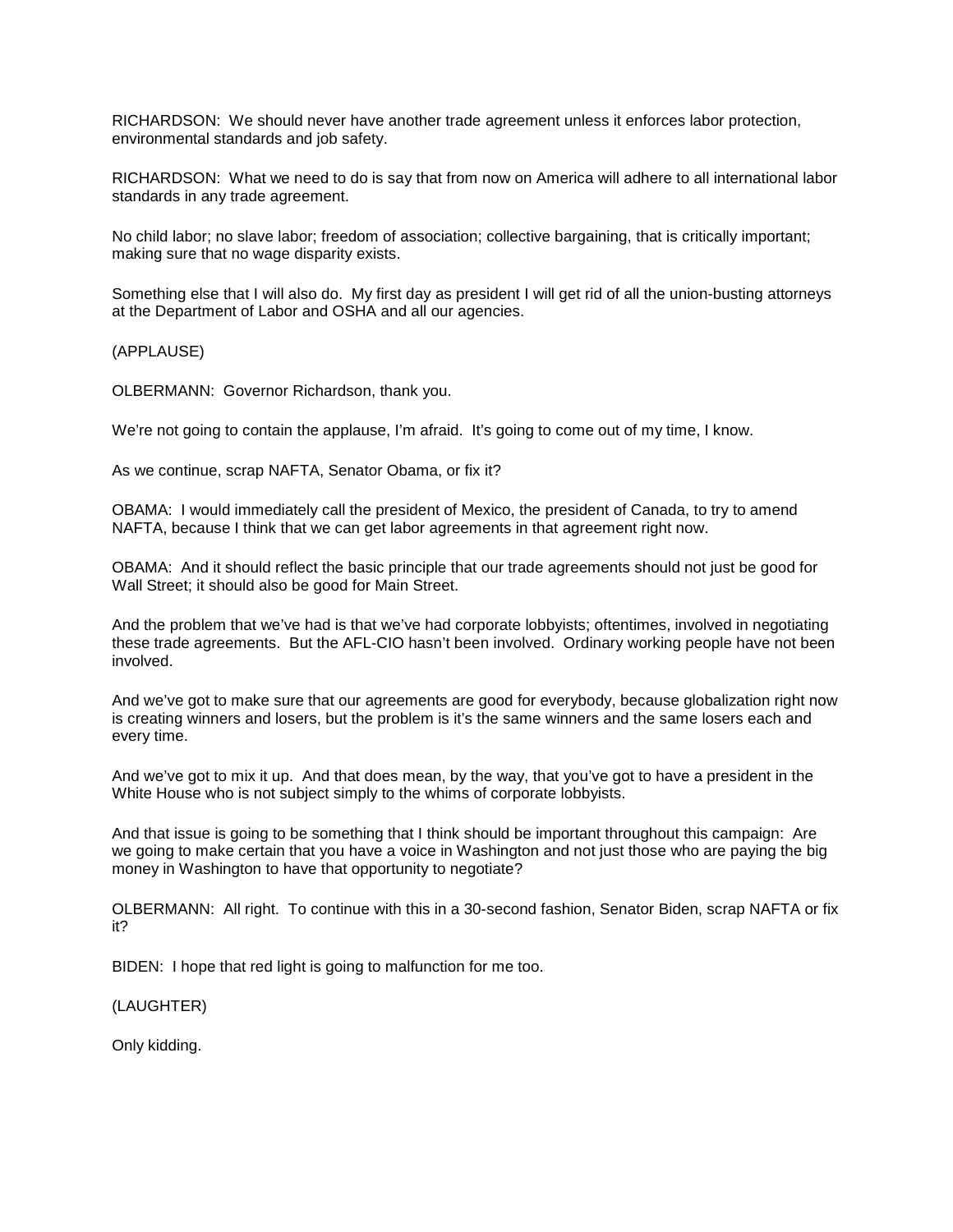RICHARDSON: We should never have another trade agreement unless it enforces labor protection, environmental standards and job safety.

RICHARDSON: What we need to do is say that from now on America will adhere to all international labor standards in any trade agreement.

No child labor; no slave labor; freedom of association; collective bargaining, that is critically important; making sure that no wage disparity exists.

Something else that I will also do. My first day as president I will get rid of all the union-busting attorneys at the Department of Labor and OSHA and all our agencies.

(APPLAUSE)

OLBERMANN: Governor Richardson, thank you.

We're not going to contain the applause, I'm afraid. It's going to come out of my time, I know.

As we continue, scrap NAFTA, Senator Obama, or fix it?

OBAMA: I would immediately call the president of Mexico, the president of Canada, to try to amend NAFTA, because I think that we can get labor agreements in that agreement right now.

OBAMA: And it should reflect the basic principle that our trade agreements should not just be good for Wall Street; it should also be good for Main Street.

And the problem that we've had is that we've had corporate lobbyists; oftentimes, involved in negotiating these trade agreements. But the AFL-CIO hasn't been involved. Ordinary working people have not been involved.

And we've got to make sure that our agreements are good for everybody, because globalization right now is creating winners and losers, but the problem is it's the same winners and the same losers each and every time.

And we've got to mix it up. And that does mean, by the way, that you've got to have a president in the White House who is not subject simply to the whims of corporate lobbyists.

And that issue is going to be something that I think should be important throughout this campaign: Are we going to make certain that you have a voice in Washington and not just those who are paying the big money in Washington to have that opportunity to negotiate?

OLBERMANN: All right. To continue with this in a 30-second fashion, Senator Biden, scrap NAFTA or fix it?

BIDEN: I hope that red light is going to malfunction for me too.

(LAUGHTER)

Only kidding.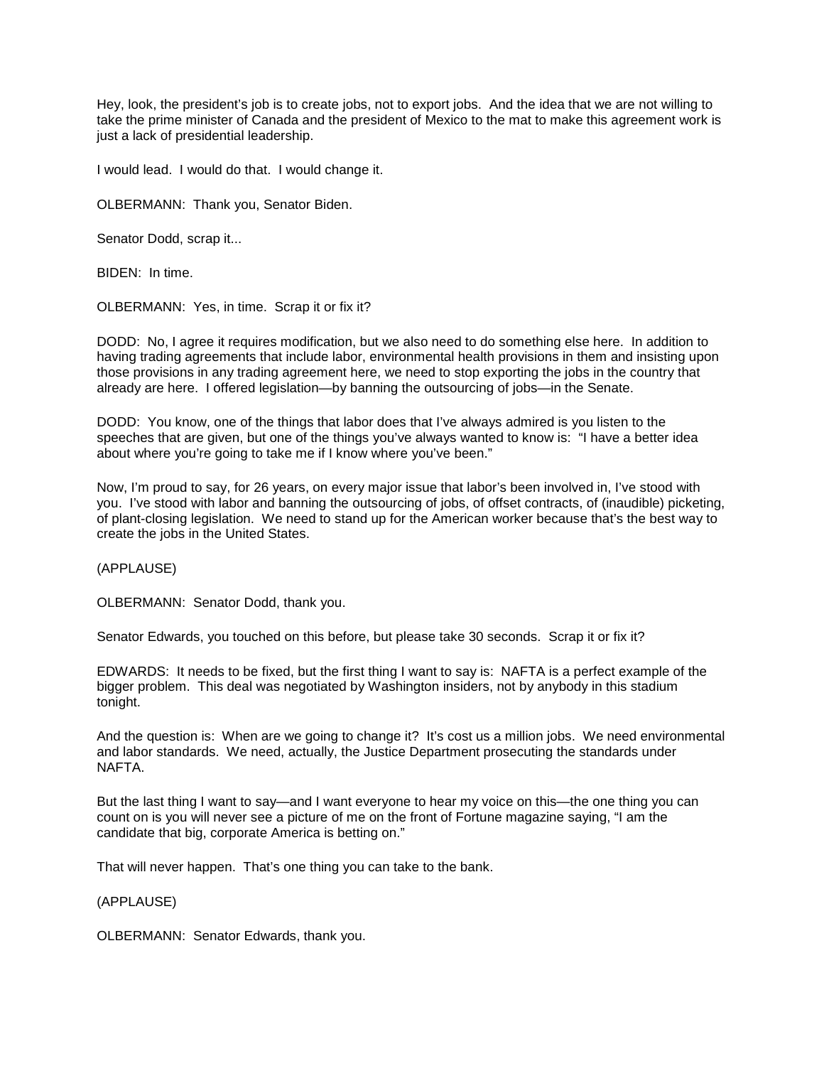Hey, look, the president's job is to create jobs, not to export jobs. And the idea that we are not willing to take the prime minister of Canada and the president of Mexico to the mat to make this agreement work is just a lack of presidential leadership.

I would lead. I would do that. I would change it.

OLBERMANN: Thank you, Senator Biden.

Senator Dodd, scrap it...

BIDEN: In time.

OLBERMANN: Yes, in time. Scrap it or fix it?

DODD: No, I agree it requires modification, but we also need to do something else here. In addition to having trading agreements that include labor, environmental health provisions in them and insisting upon those provisions in any trading agreement here, we need to stop exporting the jobs in the country that already are here. I offered legislation—by banning the outsourcing of jobs—in the Senate.

DODD: You know, one of the things that labor does that I've always admired is you listen to the speeches that are given, but one of the things you've always wanted to know is: "I have a better idea about where you're going to take me if I know where you've been."

Now, I'm proud to say, for 26 years, on every major issue that labor's been involved in, I've stood with you. I've stood with labor and banning the outsourcing of jobs, of offset contracts, of (inaudible) picketing, of plant-closing legislation. We need to stand up for the American worker because that's the best way to create the jobs in the United States.

(APPLAUSE)

OLBERMANN: Senator Dodd, thank you.

Senator Edwards, you touched on this before, but please take 30 seconds. Scrap it or fix it?

EDWARDS: It needs to be fixed, but the first thing I want to say is: NAFTA is a perfect example of the bigger problem. This deal was negotiated by Washington insiders, not by anybody in this stadium tonight.

And the question is: When are we going to change it? It's cost us a million jobs. We need environmental and labor standards. We need, actually, the Justice Department prosecuting the standards under NAFTA.

But the last thing I want to say—and I want everyone to hear my voice on this—the one thing you can count on is you will never see a picture of me on the front of Fortune magazine saying, "I am the candidate that big, corporate America is betting on."

That will never happen. That's one thing you can take to the bank.

(APPLAUSE)

OLBERMANN: Senator Edwards, thank you.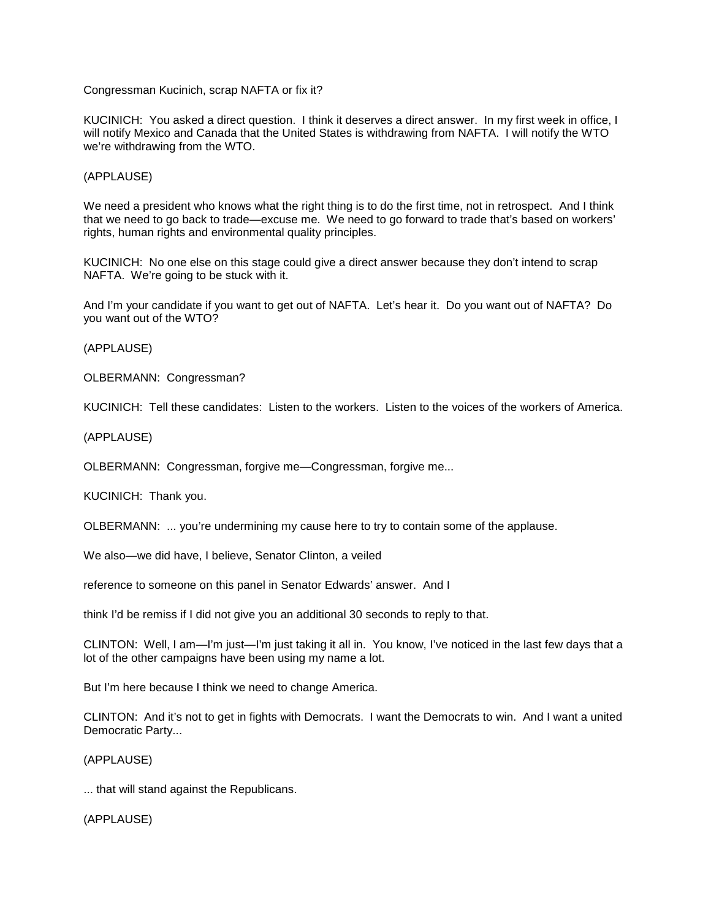Congressman Kucinich, scrap NAFTA or fix it?

KUCINICH: You asked a direct question. I think it deserves a direct answer. In my first week in office, I will notify Mexico and Canada that the United States is withdrawing from NAFTA. I will notify the WTO we're withdrawing from the WTO.

(APPLAUSE)

We need a president who knows what the right thing is to do the first time, not in retrospect. And I think that we need to go back to trade—excuse me. We need to go forward to trade that's based on workers' rights, human rights and environmental quality principles.

KUCINICH: No one else on this stage could give a direct answer because they don't intend to scrap NAFTA. We're going to be stuck with it.

And I'm your candidate if you want to get out of NAFTA. Let's hear it. Do you want out of NAFTA? Do you want out of the WTO?

(APPLAUSE)

OLBERMANN: Congressman?

KUCINICH: Tell these candidates: Listen to the workers. Listen to the voices of the workers of America.

(APPLAUSE)

OLBERMANN: Congressman, forgive me—Congressman, forgive me...

KUCINICH: Thank you.

OLBERMANN: ... you're undermining my cause here to try to contain some of the applause.

We also—we did have, I believe, Senator Clinton, a veiled

reference to someone on this panel in Senator Edwards' answer. And I

think I'd be remiss if I did not give you an additional 30 seconds to reply to that.

CLINTON: Well, I am—I'm just—I'm just taking it all in. You know, I've noticed in the last few days that a lot of the other campaigns have been using my name a lot.

But I'm here because I think we need to change America.

CLINTON: And it's not to get in fights with Democrats. I want the Democrats to win. And I want a united Democratic Party...

(APPLAUSE)

... that will stand against the Republicans.

(APPLAUSE)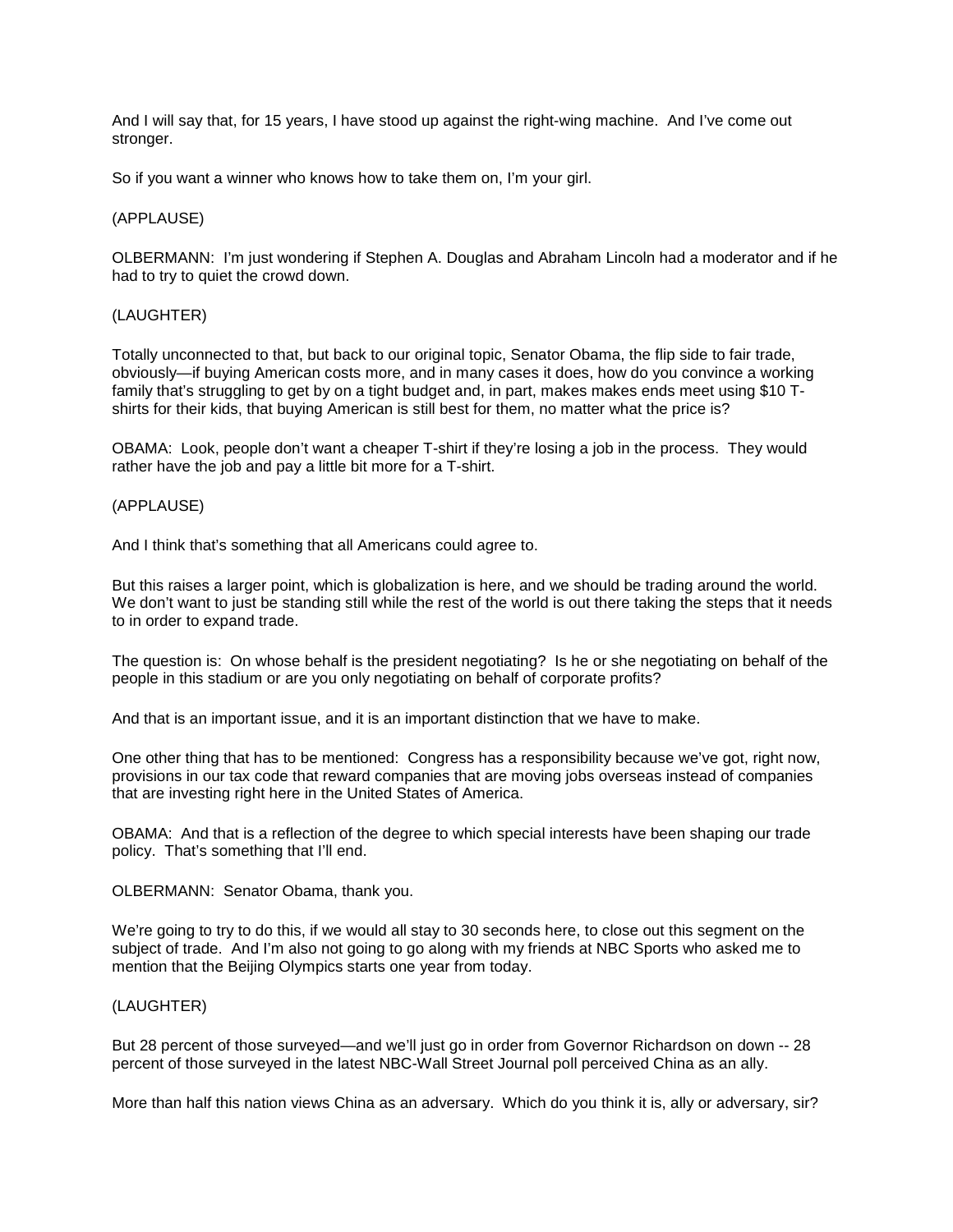And I will say that, for 15 years, I have stood up against the right-wing machine. And I've come out stronger.

So if you want a winner who knows how to take them on, I'm your girl.

(APPLAUSE)

OLBERMANN: I'm just wondering if Stephen A. Douglas and Abraham Lincoln had a moderator and if he had to try to quiet the crowd down.

(LAUGHTER)

Totally unconnected to that, but back to our original topic, Senator Obama, the flip side to fair trade, obviously—if buying American costs more, and in many cases it does, how do you convince a working family that's struggling to get by on a tight budget and, in part, makes makes ends meet using $10 T-shirts for their kids, that buying American is still best for them, no matter what the price is?

OBAMA: Look, people don't want a cheaper T-shirt if they're losing a job in the process. They would rather have the job and pay a little bit more for a T-shirt.

(APPLAUSE)

And I think that's something that all Americans could agree to.

But this raises a larger point, which is globalization is here, and we should be trading around the world. We don't want to just be standing still while the rest of the world is out there taking the steps that it needs to in order to expand trade.

The question is: On whose behalf is the president negotiating? Is he or she negotiating on behalf of the people in this stadium or are you only negotiating on behalf of corporate profits?

And that is an important issue, and it is an important distinction that we have to make.

One other thing that has to be mentioned: Congress has a responsibility because we've got, right now, provisions in our tax code that reward companies that are moving jobs overseas instead of companies that are investing right here in the United States of America.

OBAMA: And that is a reflection of the degree to which special interests have been shaping our trade policy. That's something that I'll end.

OLBERMANN: Senator Obama, thank you.

We're going to try to do this, if we would all stay to 30 seconds here, to close out this segment on the subject of trade. And I'm also not going to go along with my friends at NBC Sports who asked me to mention that the Beijing Olympics starts one year from today.

(LAUGHTER)

But 28 percent of those surveyed—and we'll just go in order from Governor Richardson on down -- 28 percent of those surveyed in the latest NBC-Wall Street Journal poll perceived China as an ally.

More than half this nation views China as an adversary. Which do you think it is, ally or adversary, sir?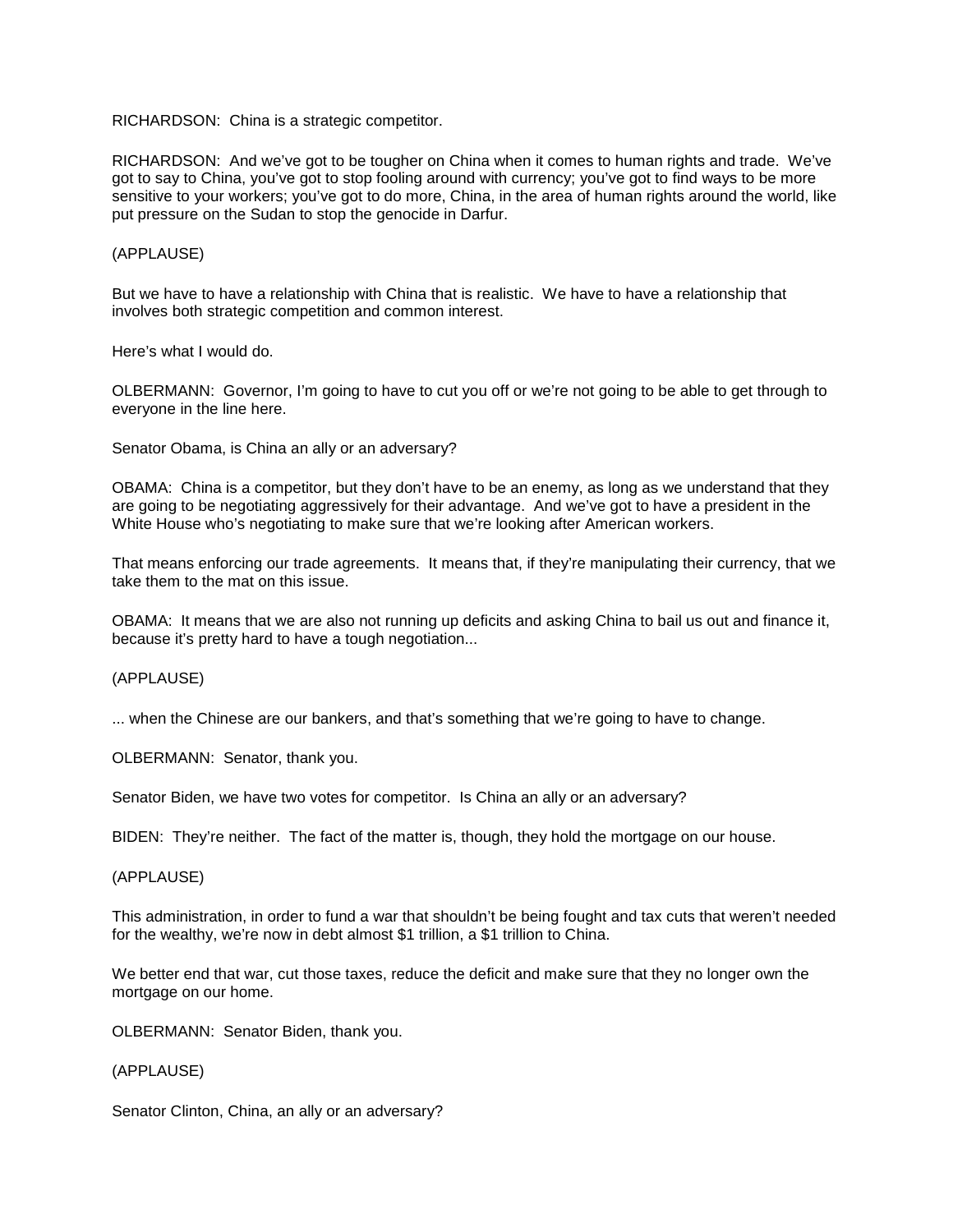RICHARDSON: China is a strategic competitor.

RICHARDSON: And we've got to be tougher on China when it comes to human rights and trade. We've got to say to China, you've got to stop fooling around with currency; you've got to find ways to be more sensitive to your workers; you've got to do more, China, in the area of human rights around the world, like put pressure on the Sudan to stop the genocide in Darfur.

(APPLAUSE)

But we have to have a relationship with China that is realistic. We have to have a relationship that involves both strategic competition and common interest.

Here's what I would do.

OLBERMANN: Governor, I'm going to have to cut you off or we're not going to be able to get through to everyone in the line here.

Senator Obama, is China an ally or an adversary?

OBAMA: China is a competitor, but they don't have to be an enemy, as long as we understand that they are going to be negotiating aggressively for their advantage. And we've got to have a president in the White House who's negotiating to make sure that we're looking after American workers.

That means enforcing our trade agreements. It means that, if they're manipulating their currency, that we take them to the mat on this issue.

OBAMA: It means that we are also not running up deficits and asking China to bail us out and finance it, because it's pretty hard to have a tough negotiation...

(APPLAUSE)

... when the Chinese are our bankers, and that's something that we're going to have to change.

OLBERMANN: Senator, thank you.

Senator Biden, we have two votes for competitor. Is China an ally or an adversary?

BIDEN: They're neither. The fact of the matter is, though, they hold the mortgage on our house.

(APPLAUSE)

This administration, in order to fund a war that shouldn't be being fought and tax cuts that weren't needed for the wealthy, we're now in debt almost $1 trillion, a $1 trillion to China.

We better end that war, cut those taxes, reduce the deficit and make sure that they no longer own the mortgage on our home.

OLBERMANN: Senator Biden, thank you.

(APPLAUSE)

Senator Clinton, China, an ally or an adversary?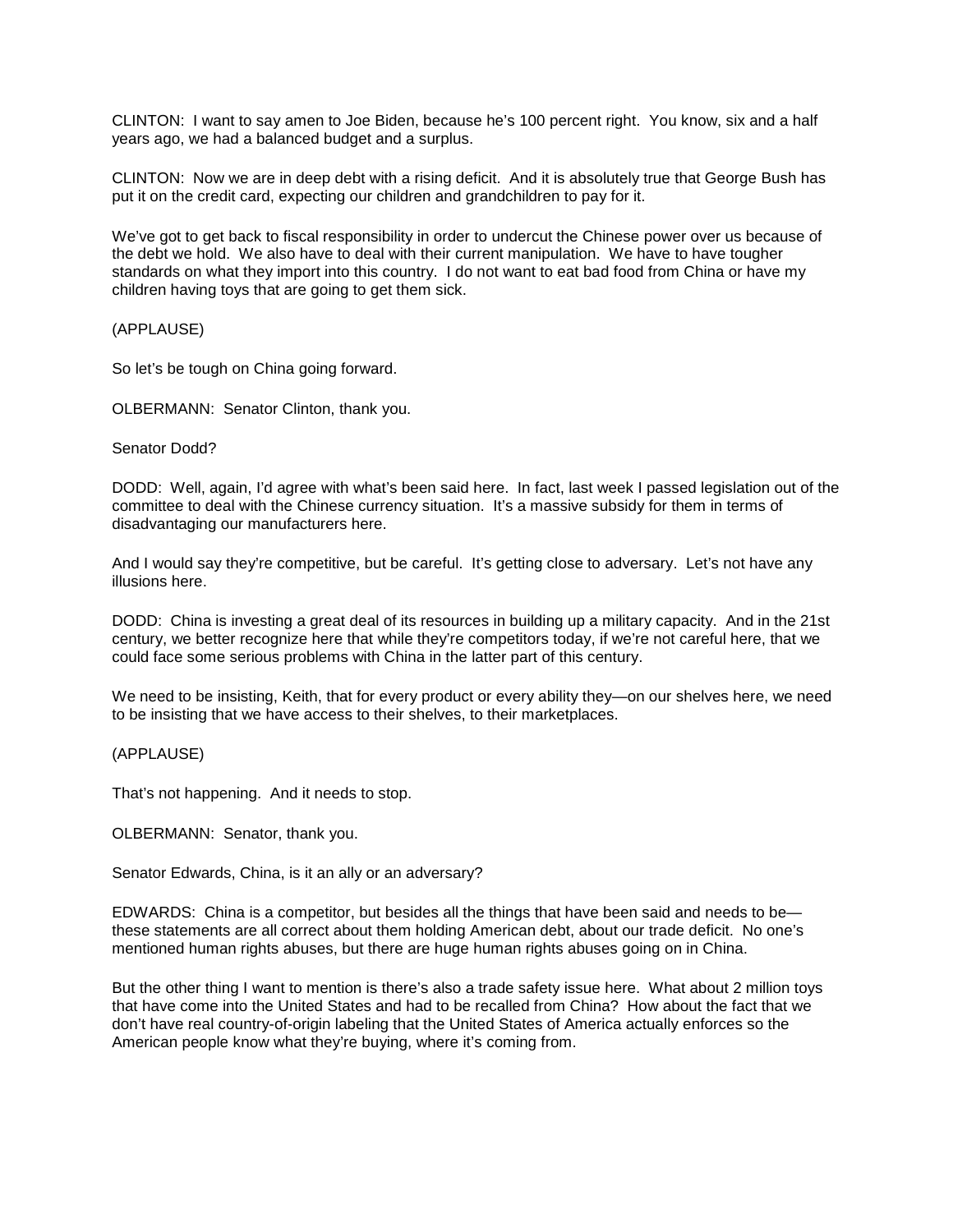CLINTON: I want to say amen to Joe Biden, because he's 100 percent right. You know, six and a half years ago, we had a balanced budget and a surplus.

CLINTON: Now we are in deep debt with a rising deficit. And it is absolutely true that George Bush has put it on the credit card, expecting our children and grandchildren to pay for it.

We've got to get back to fiscal responsibility in order to undercut the Chinese power over us because of the debt we hold. We also have to deal with their current manipulation. We have to have tougher standards on what they import into this country. I do not want to eat bad food from China or have my children having toys that are going to get them sick.

(APPLAUSE)

So let's be tough on China going forward.

OLBERMANN: Senator Clinton, thank you.

Senator Dodd?

DODD: Well, again, I'd agree with what's been said here. In fact, last week I passed legislation out of the committee to deal with the Chinese currency situation. It's a massive subsidy for them in terms of disadvantaging our manufacturers here.

And I would say they're competitive, but be careful. It's getting close to adversary. Let's not have any illusions here.

DODD: China is investing a great deal of its resources in building up a military capacity. And in the 21st century, we better recognize here that while they're competitors today, if we're not careful here, that we could face some serious problems with China in the latter part of this century.

We need to be insisting, Keith, that for every product or every ability they—on our shelves here, we need to be insisting that we have access to their shelves, to their marketplaces.

(APPLAUSE)

That's not happening. And it needs to stop.

OLBERMANN: Senator, thank you.

Senator Edwards, China, is it an ally or an adversary?

EDWARDS: China is a competitor, but besides all the things that have been said and needs to be—these statements are all correct about them holding American debt, about our trade deficit. No one's mentioned human rights abuses, but there are huge human rights abuses going on in China.

But the other thing I want to mention is there's also a trade safety issue here. What about 2 million toys that have come into the United States and had to be recalled from China? How about the fact that we don't have real country-of-origin labeling that the United States of America actually enforces so the American people know what they're buying, where it's coming from.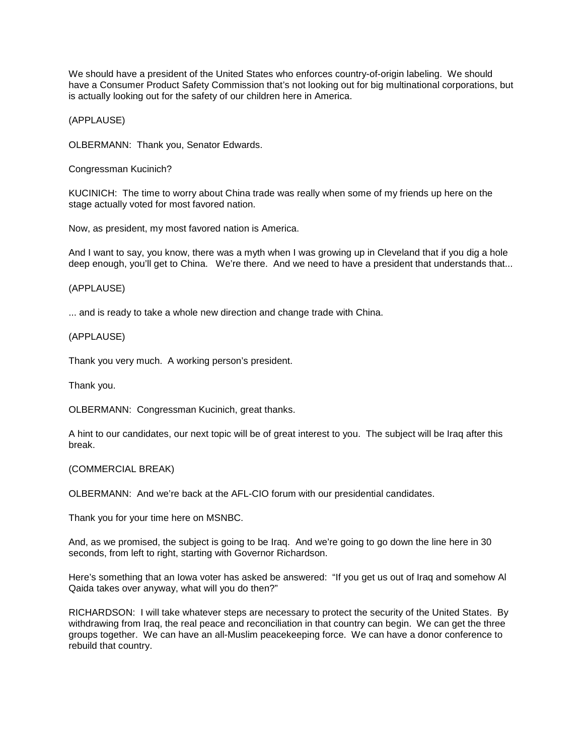We should have a president of the United States who enforces country-of-origin labeling. We should have a Consumer Product Safety Commission that's not looking out for big multinational corporations, but is actually looking out for the safety of our children here in America.

(APPLAUSE)

OLBERMANN: Thank you, Senator Edwards.

Congressman Kucinich?

KUCINICH: The time to worry about China trade was really when some of my friends up here on the stage actually voted for most favored nation.

Now, as president, my most favored nation is America.

And I want to say, you know, there was a myth when I was growing up in Cleveland that if you dig a hole deep enough, you'll get to China. We're there. And we need to have a president that understands that...

(APPLAUSE)

... and is ready to take a whole new direction and change trade with China.

(APPLAUSE)

Thank you very much. A working person's president.

Thank you.

OLBERMANN: Congressman Kucinich, great thanks.

A hint to our candidates, our next topic will be of great interest to you. The subject will be Iraq after this break.

(COMMERCIAL BREAK)

OLBERMANN: And we're back at the AFL-CIO forum with our presidential candidates.

Thank you for your time here on MSNBC.

And, as we promised, the subject is going to be Iraq. And we're going to go down the line here in 30 seconds, from left to right, starting with Governor Richardson.

Here's something that an Iowa voter has asked be answered: "If you get us out of Iraq and somehow Al Qaida takes over anyway, what will you do then?"

RICHARDSON: I will take whatever steps are necessary to protect the security of the United States. By withdrawing from Iraq, the real peace and reconciliation in that country can begin. We can get the three groups together. We can have an all-Muslim peacekeeping force. We can have a donor conference to rebuild that country.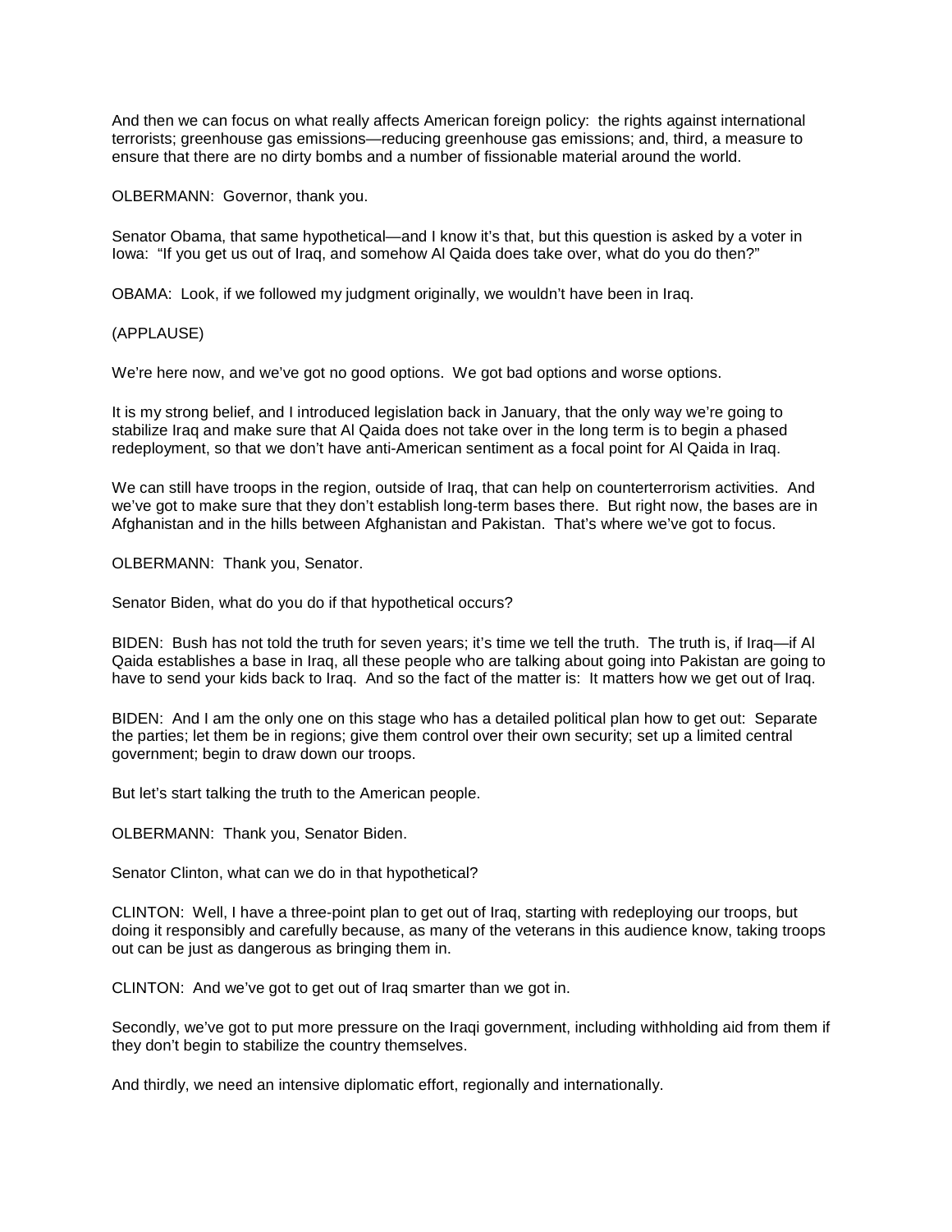And then we can focus on what really affects American foreign policy: the rights against international terrorists; greenhouse gas emissions—reducing greenhouse gas emissions; and, third, a measure to ensure that there are no dirty bombs and a number of fissionable material around the world.

OLBERMANN: Governor, thank you.

Senator Obama, that same hypothetical—and I know it's that, but this question is asked by a voter in Iowa: "If you get us out of Iraq, and somehow Al Qaida does take over, what do you do then?"

OBAMA: Look, if we followed my judgment originally, we wouldn't have been in Iraq.

(APPLAUSE)

We're here now, and we've got no good options. We got bad options and worse options.

It is my strong belief, and I introduced legislation back in January, that the only way we're going to stabilize Iraq and make sure that Al Qaida does not take over in the long term is to begin a phased redeployment, so that we don't have anti-American sentiment as a focal point for Al Qaida in Iraq.

We can still have troops in the region, outside of Iraq, that can help on counterterrorism activities. And we've got to make sure that they don't establish long-term bases there. But right now, the bases are in Afghanistan and in the hills between Afghanistan and Pakistan. That's where we've got to focus.

OLBERMANN: Thank you, Senator.

Senator Biden, what do you do if that hypothetical occurs?

BIDEN: Bush has not told the truth for seven years; it's time we tell the truth. The truth is, if Iraq—if Al Qaida establishes a base in Iraq, all these people who are talking about going into Pakistan are going to have to send your kids back to Iraq. And so the fact of the matter is: It matters how we get out of Iraq.

BIDEN: And I am the only one on this stage who has a detailed political plan how to get out: Separate the parties; let them be in regions; give them control over their own security; set up a limited central government; begin to draw down our troops.

But let's start talking the truth to the American people.

OLBERMANN: Thank you, Senator Biden.

Senator Clinton, what can we do in that hypothetical?

CLINTON: Well, I have a three-point plan to get out of Iraq, starting with redeploying our troops, but doing it responsibly and carefully because, as many of the veterans in this audience know, taking troops out can be just as dangerous as bringing them in.

CLINTON: And we've got to get out of Iraq smarter than we got in.

Secondly, we've got to put more pressure on the Iraqi government, including withholding aid from them if they don't begin to stabilize the country themselves.

And thirdly, we need an intensive diplomatic effort, regionally and internationally.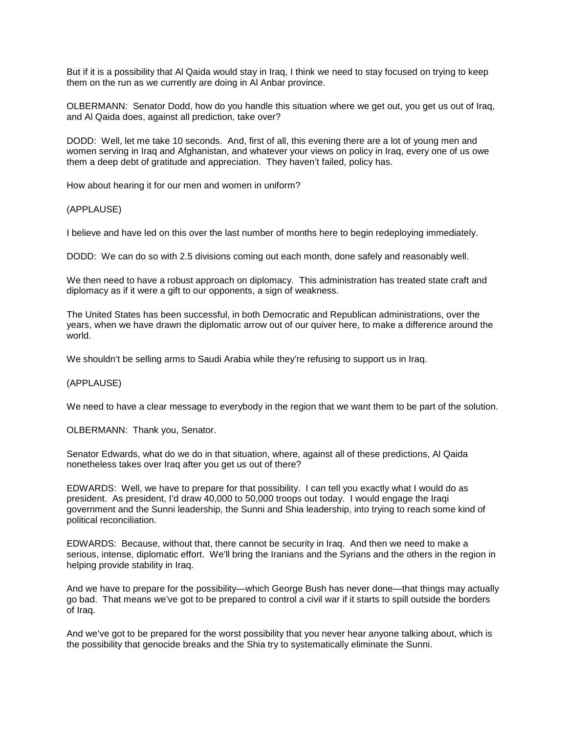But if it is a possibility that Al Qaida would stay in Iraq, I think we need to stay focused on trying to keep them on the run as we currently are doing in Al Anbar province.

OLBERMANN: Senator Dodd, how do you handle this situation where we get out, you get us out of Iraq, and Al Qaida does, against all prediction, take over?

DODD: Well, let me take 10 seconds. And, first of all, this evening there are a lot of young men and women serving in Iraq and Afghanistan, and whatever your views on policy in Iraq, every one of us owe them a deep debt of gratitude and appreciation. They haven't failed, policy has.

How about hearing it for our men and women in uniform?

(APPLAUSE)

I believe and have led on this over the last number of months here to begin redeploying immediately.

DODD: We can do so with 2.5 divisions coming out each month, done safely and reasonably well.

We then need to have a robust approach on diplomacy. This administration has treated state craft and diplomacy as if it were a gift to our opponents, a sign of weakness.

The United States has been successful, in both Democratic and Republican administrations, over the years, when we have drawn the diplomatic arrow out of our quiver here, to make a difference around the world.

We shouldn't be selling arms to Saudi Arabia while they're refusing to support us in Iraq.

(APPLAUSE)

We need to have a clear message to everybody in the region that we want them to be part of the solution.

OLBERMANN: Thank you, Senator.

Senator Edwards, what do we do in that situation, where, against all of these predictions, Al Qaida nonetheless takes over Iraq after you get us out of there?

EDWARDS: Well, we have to prepare for that possibility. I can tell you exactly what I would do as president. As president, I'd draw 40,000 to 50,000 troops out today. I would engage the Iraqi government and the Sunni leadership, the Sunni and Shia leadership, into trying to reach some kind of political reconciliation.

EDWARDS: Because, without that, there cannot be security in Iraq. And then we need to make a serious, intense, diplomatic effort. We'll bring the Iranians and the Syrians and the others in the region in helping provide stability in Iraq.

And we have to prepare for the possibility—which George Bush has never done—that things may actually go bad. That means we've got to be prepared to control a civil war if it starts to spill outside the borders of Iraq.

And we've got to be prepared for the worst possibility that you never hear anyone talking about, which is the possibility that genocide breaks and the Shia try to systematically eliminate the Sunni.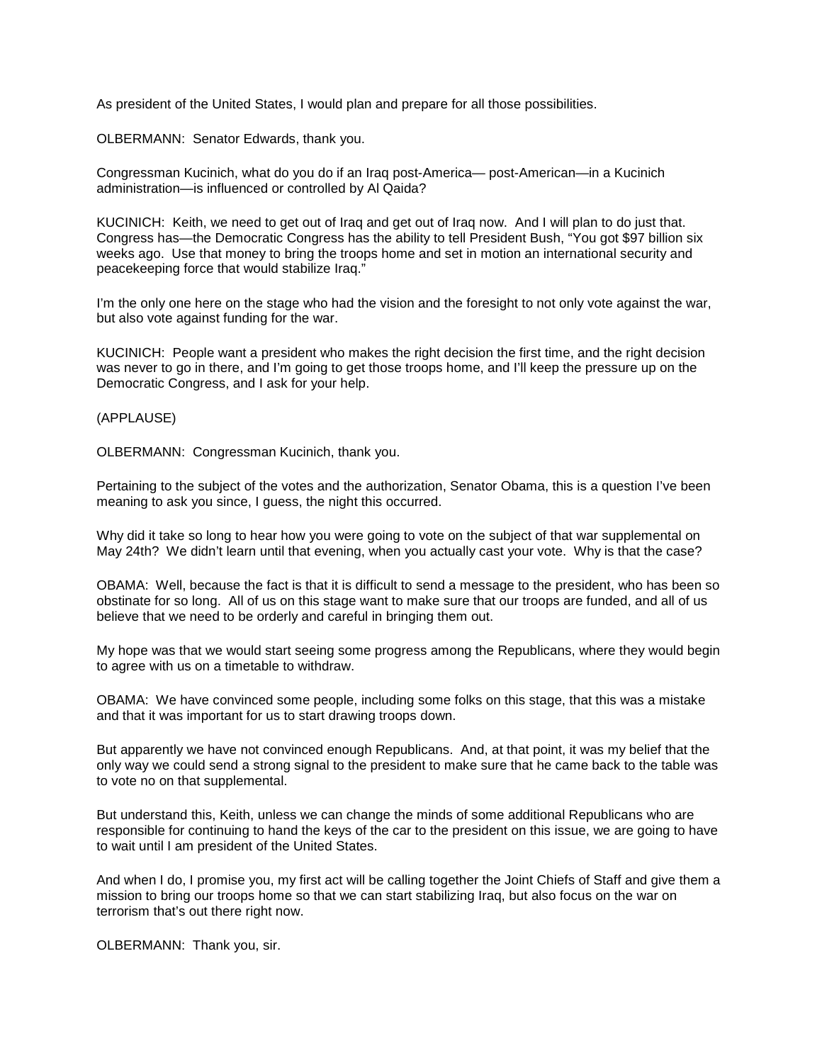As president of the United States, I would plan and prepare for all those possibilities.

OLBERMANN: Senator Edwards, thank you.

Congressman Kucinich, what do you do if an Iraq post-America— post-American—in a Kucinich administration—is influenced or controlled by Al Qaida?

KUCINICH: Keith, we need to get out of Iraq and get out of Iraq now. And I will plan to do just that. Congress has—the Democratic Congress has the ability to tell President Bush, "You got $97 billion six weeks ago. Use that money to bring the troops home and set in motion an international security and peacekeeping force that would stabilize Iraq."

I'm the only one here on the stage who had the vision and the foresight to not only vote against the war, but also vote against funding for the war.

KUCINICH: People want a president who makes the right decision the first time, and the right decision was never to go in there, and I'm going to get those troops home, and I'll keep the pressure up on the Democratic Congress, and I ask for your help.

(APPLAUSE)

OLBERMANN: Congressman Kucinich, thank you.

Pertaining to the subject of the votes and the authorization, Senator Obama, this is a question I've been meaning to ask you since, I guess, the night this occurred.

Why did it take so long to hear how you were going to vote on the subject of that war supplemental on May 24th? We didn't learn until that evening, when you actually cast your vote. Why is that the case?

OBAMA: Well, because the fact is that it is difficult to send a message to the president, who has been so obstinate for so long. All of us on this stage want to make sure that our troops are funded, and all of us believe that we need to be orderly and careful in bringing them out.

My hope was that we would start seeing some progress among the Republicans, where they would begin to agree with us on a timetable to withdraw.

OBAMA: We have convinced some people, including some folks on this stage, that this was a mistake and that it was important for us to start drawing troops down.

But apparently we have not convinced enough Republicans. And, at that point, it was my belief that the only way we could send a strong signal to the president to make sure that he came back to the table was to vote no on that supplemental.

But understand this, Keith, unless we can change the minds of some additional Republicans who are responsible for continuing to hand the keys of the car to the president on this issue, we are going to have to wait until I am president of the United States.

And when I do, I promise you, my first act will be calling together the Joint Chiefs of Staff and give them a mission to bring our troops home so that we can start stabilizing Iraq, but also focus on the war on terrorism that's out there right now.

OLBERMANN: Thank you, sir.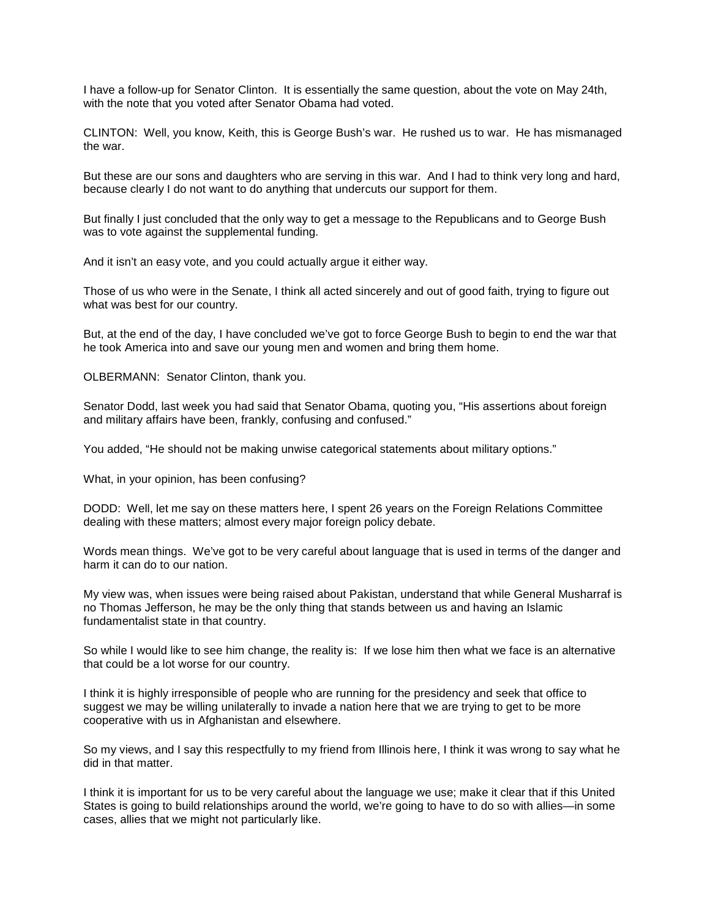I have a follow-up for Senator Clinton. It is essentially the same question, about the vote on May 24th, with the note that you voted after Senator Obama had voted.

CLINTON: Well, you know, Keith, this is George Bush's war. He rushed us to war. He has mismanaged the war.

But these are our sons and daughters who are serving in this war. And I had to think very long and hard, because clearly I do not want to do anything that undercuts our support for them.

But finally I just concluded that the only way to get a message to the Republicans and to George Bush was to vote against the supplemental funding.

And it isn't an easy vote, and you could actually argue it either way.

Those of us who were in the Senate, I think all acted sincerely and out of good faith, trying to figure out what was best for our country.

But, at the end of the day, I have concluded we've got to force George Bush to begin to end the war that he took America into and save our young men and women and bring them home.

OLBERMANN: Senator Clinton, thank you.

Senator Dodd, last week you had said that Senator Obama, quoting you, "His assertions about foreign and military affairs have been, frankly, confusing and confused."

You added, "He should not be making unwise categorical statements about military options."

What, in your opinion, has been confusing?

DODD: Well, let me say on these matters here, I spent 26 years on the Foreign Relations Committee dealing with these matters; almost every major foreign policy debate.

Words mean things. We've got to be very careful about language that is used in terms of the danger and harm it can do to our nation.

My view was, when issues were being raised about Pakistan, understand that while General Musharraf is no Thomas Jefferson, he may be the only thing that stands between us and having an Islamic fundamentalist state in that country.

So while I would like to see him change, the reality is: If we lose him then what we face is an alternative that could be a lot worse for our country.

I think it is highly irresponsible of people who are running for the presidency and seek that office to suggest we may be willing unilaterally to invade a nation here that we are trying to get to be more cooperative with us in Afghanistan and elsewhere.

So my views, and I say this respectfully to my friend from Illinois here, I think it was wrong to say what he did in that matter.

I think it is important for us to be very careful about the language we use; make it clear that if this United States is going to build relationships around the world, we're going to have to do so with allies—in some cases, allies that we might not particularly like.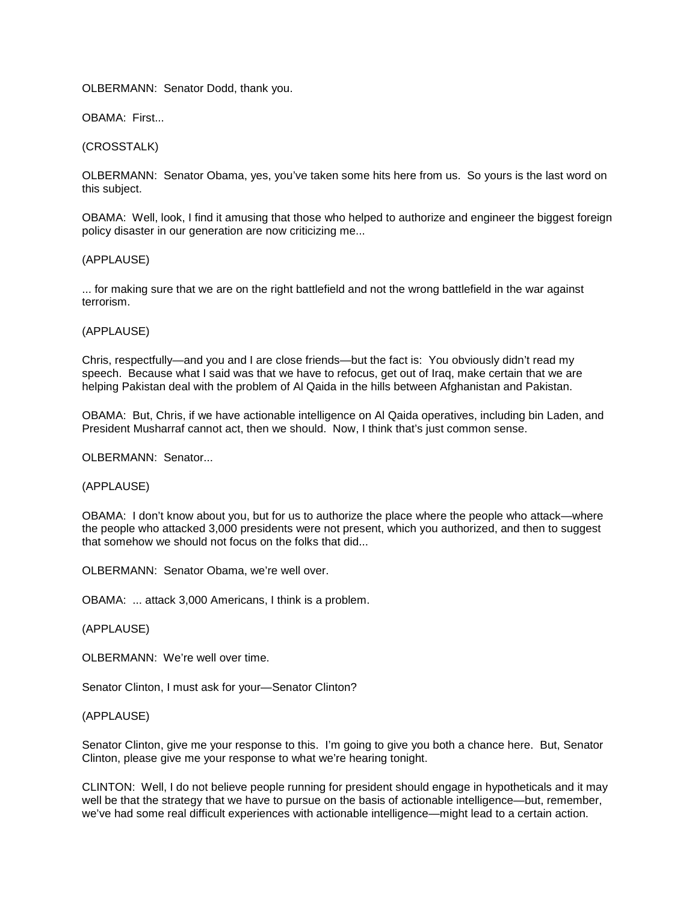OLBERMANN: Senator Dodd, thank you.

OBAMA: First...

(CROSSTALK)

OLBERMANN: Senator Obama, yes, you've taken some hits here from us. So yours is the last word on this subject.

OBAMA: Well, look, I find it amusing that those who helped to authorize and engineer the biggest foreign policy disaster in our generation are now criticizing me...

(APPLAUSE)

... for making sure that we are on the right battlefield and not the wrong battlefield in the war against terrorism.

(APPLAUSE)

Chris, respectfully—and you and I are close friends—but the fact is: You obviously didn't read my speech. Because what I said was that we have to refocus, get out of Iraq, make certain that we are helping Pakistan deal with the problem of Al Qaida in the hills between Afghanistan and Pakistan.

OBAMA: But, Chris, if we have actionable intelligence on Al Qaida operatives, including bin Laden, and President Musharraf cannot act, then we should. Now, I think that's just common sense.

OLBERMANN: Senator...

(APPLAUSE)

OBAMA: I don't know about you, but for us to authorize the place where the people who attack—where the people who attacked 3,000 presidents were not present, which you authorized, and then to suggest that somehow we should not focus on the folks that did...

OLBERMANN: Senator Obama, we're well over.

OBAMA: ... attack 3,000 Americans, I think is a problem.

(APPLAUSE)

OLBERMANN: We're well over time.

Senator Clinton, I must ask for your—Senator Clinton?

(APPLAUSE)

Senator Clinton, give me your response to this. I'm going to give you both a chance here. But, Senator Clinton, please give me your response to what we're hearing tonight.

CLINTON: Well, I do not believe people running for president should engage in hypotheticals and it may well be that the strategy that we have to pursue on the basis of actionable intelligence—but, remember, we've had some real difficult experiences with actionable intelligence—might lead to a certain action.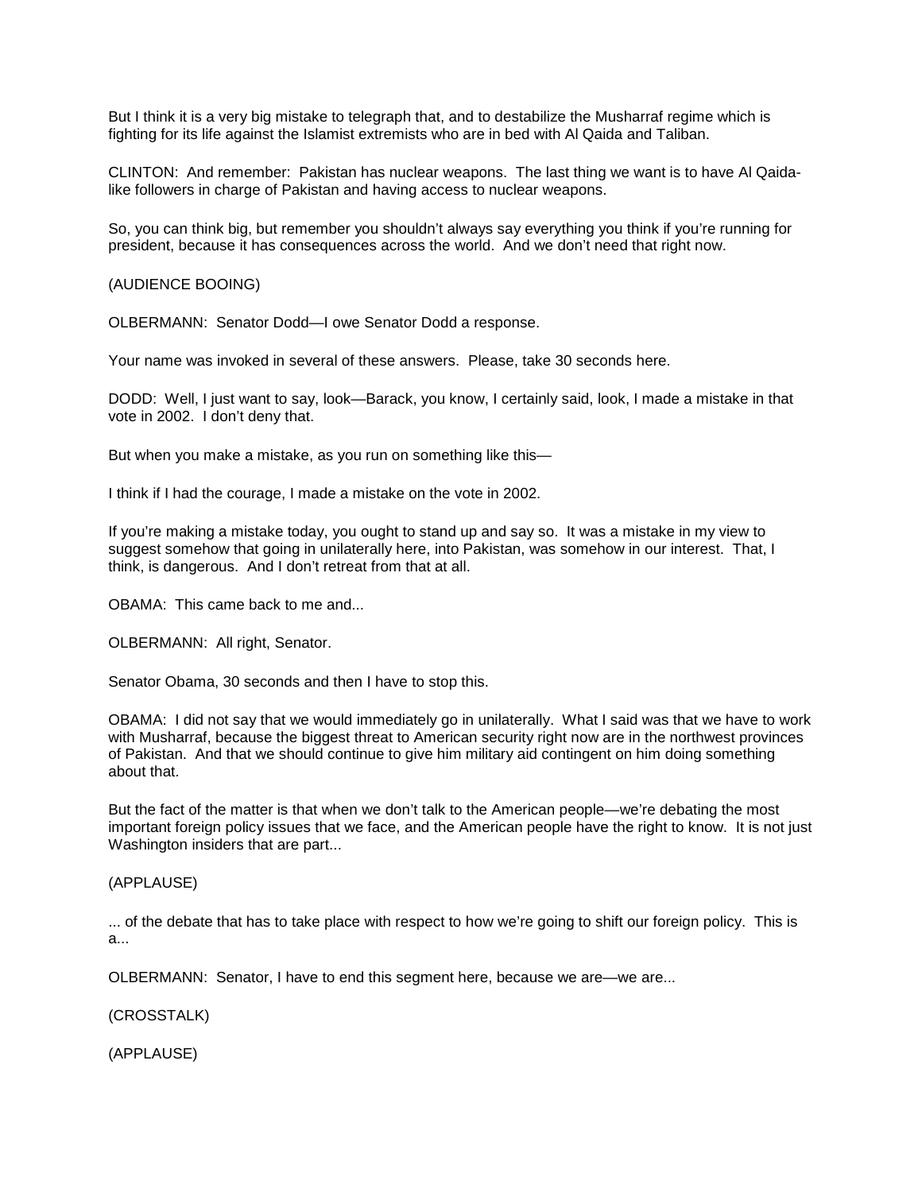But I think it is a very big mistake to telegraph that, and to destabilize the Musharraf regime which is fighting for its life against the Islamist extremists who are in bed with Al Qaida and Taliban.

CLINTON: And remember: Pakistan has nuclear weapons. The last thing we want is to have Al Qaida-like followers in charge of Pakistan and having access to nuclear weapons.

So, you can think big, but remember you shouldn't always say everything you think if you're running for president, because it has consequences across the world. And we don't need that right now.

(AUDIENCE BOOING)

OLBERMANN: Senator Dodd—I owe Senator Dodd a response.

Your name was invoked in several of these answers. Please, take 30 seconds here.

DODD: Well, I just want to say, look—Barack, you know, I certainly said, look, I made a mistake in that vote in 2002. I don't deny that.

But when you make a mistake, as you run on something like this—

I think if I had the courage, I made a mistake on the vote in 2002.

If you're making a mistake today, you ought to stand up and say so. It was a mistake in my view to suggest somehow that going in unilaterally here, into Pakistan, was somehow in our interest. That, I think, is dangerous. And I don't retreat from that at all.

OBAMA: This came back to me and...

OLBERMANN: All right, Senator.

Senator Obama, 30 seconds and then I have to stop this.

OBAMA: I did not say that we would immediately go in unilaterally. What I said was that we have to work with Musharraf, because the biggest threat to American security right now are in the northwest provinces of Pakistan. And that we should continue to give him military aid contingent on him doing something about that.

But the fact of the matter is that when we don't talk to the American people—we're debating the most important foreign policy issues that we face, and the American people have the right to know. It is not just Washington insiders that are part...

(APPLAUSE)

... of the debate that has to take place with respect to how we're going to shift our foreign policy. This is a...

OLBERMANN: Senator, I have to end this segment here, because we are—we are...

(CROSSTALK)

(APPLAUSE)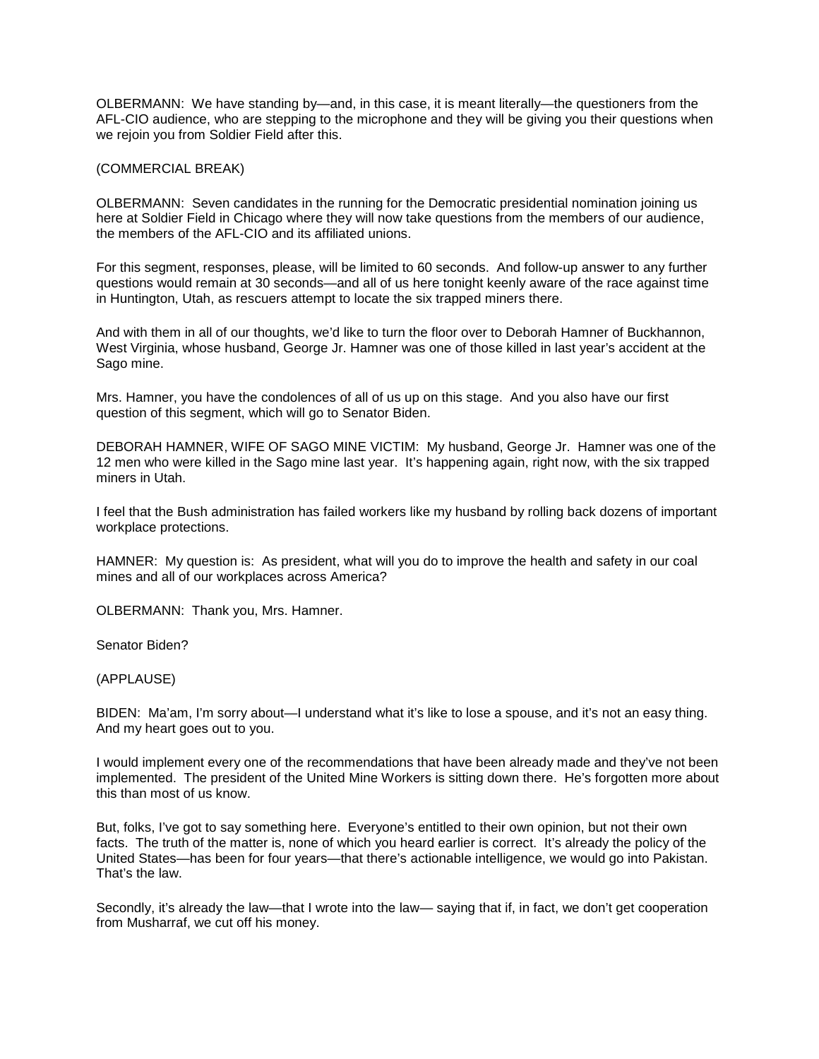OLBERMANN: We have standing by—and, in this case, it is meant literally—the questioners from the AFL-CIO audience, who are stepping to the microphone and they will be giving you their questions when we rejoin you from Soldier Field after this.

(COMMERCIAL BREAK)

OLBERMANN: Seven candidates in the running for the Democratic presidential nomination joining us here at Soldier Field in Chicago where they will now take questions from the members of our audience, the members of the AFL-CIO and its affiliated unions.

For this segment, responses, please, will be limited to 60 seconds. And follow-up answer to any further questions would remain at 30 seconds—and all of us here tonight keenly aware of the race against time in Huntington, Utah, as rescuers attempt to locate the six trapped miners there.

And with them in all of our thoughts, we'd like to turn the floor over to Deborah Hamner of Buckhannon, West Virginia, whose husband, George Jr. Hamner was one of those killed in last year's accident at the Sago mine.

Mrs. Hamner, you have the condolences of all of us up on this stage. And you also have our first question of this segment, which will go to Senator Biden.

DEBORAH HAMNER, WIFE OF SAGO MINE VICTIM: My husband, George Jr. Hamner was one of the 12 men who were killed in the Sago mine last year. It's happening again, right now, with the six trapped miners in Utah.

I feel that the Bush administration has failed workers like my husband by rolling back dozens of important workplace protections.

HAMNER: My question is: As president, what will you do to improve the health and safety in our coal mines and all of our workplaces across America?

OLBERMANN: Thank you, Mrs. Hamner.

Senator Biden?

(APPLAUSE)

BIDEN: Ma'am, I'm sorry about—I understand what it's like to lose a spouse, and it's not an easy thing. And my heart goes out to you.

I would implement every one of the recommendations that have been already made and they've not been implemented. The president of the United Mine Workers is sitting down there. He's forgotten more about this than most of us know.

But, folks, I've got to say something here. Everyone's entitled to their own opinion, but not their own facts. The truth of the matter is, none of which you heard earlier is correct. It's already the policy of the United States—has been for four years—that there's actionable intelligence, we would go into Pakistan. That's the law.

Secondly, it's already the law—that I wrote into the law— saying that if, in fact, we don't get cooperation from Musharraf, we cut off his money.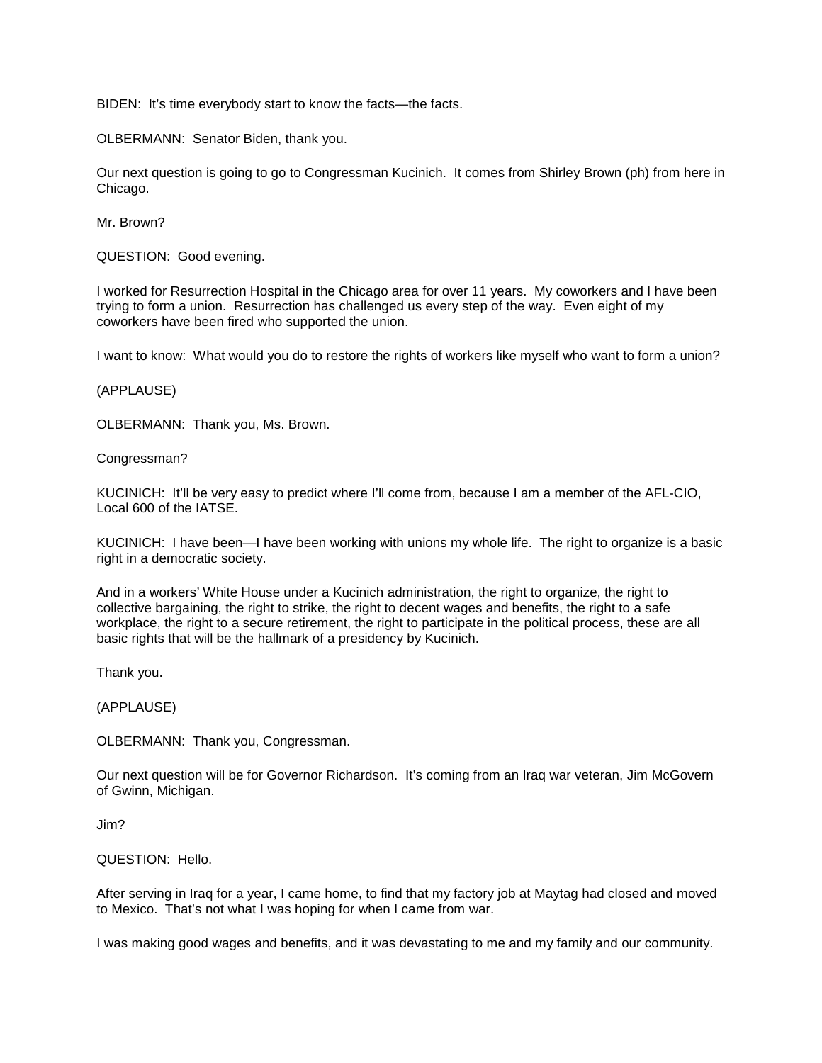BIDEN: It's time everybody start to know the facts—the facts.

OLBERMANN: Senator Biden, thank you.

Our next question is going to go to Congressman Kucinich. It comes from Shirley Brown (ph) from here in Chicago.

Mr. Brown?

QUESTION: Good evening.

I worked for Resurrection Hospital in the Chicago area for over 11 years. My coworkers and I have been trying to form a union. Resurrection has challenged us every step of the way. Even eight of my coworkers have been fired who supported the union.

I want to know: What would you do to restore the rights of workers like myself who want to form a union?

(APPLAUSE)

OLBERMANN: Thank you, Ms. Brown.

Congressman?

KUCINICH: It'll be very easy to predict where I'll come from, because I am a member of the AFL-CIO, Local 600 of the IATSE.

KUCINICH: I have been—I have been working with unions my whole life. The right to organize is a basic right in a democratic society.

And in a workers' White House under a Kucinich administration, the right to organize, the right to collective bargaining, the right to strike, the right to decent wages and benefits, the right to a safe workplace, the right to a secure retirement, the right to participate in the political process, these are all basic rights that will be the hallmark of a presidency by Kucinich.

Thank you.

(APPLAUSE)

OLBERMANN: Thank you, Congressman.

Our next question will be for Governor Richardson. It's coming from an Iraq war veteran, Jim McGovern of Gwinn, Michigan.

Jim?

QUESTION: Hello.

After serving in Iraq for a year, I came home, to find that my factory job at Maytag had closed and moved to Mexico. That's not what I was hoping for when I came from war.

I was making good wages and benefits, and it was devastating to me and my family and our community.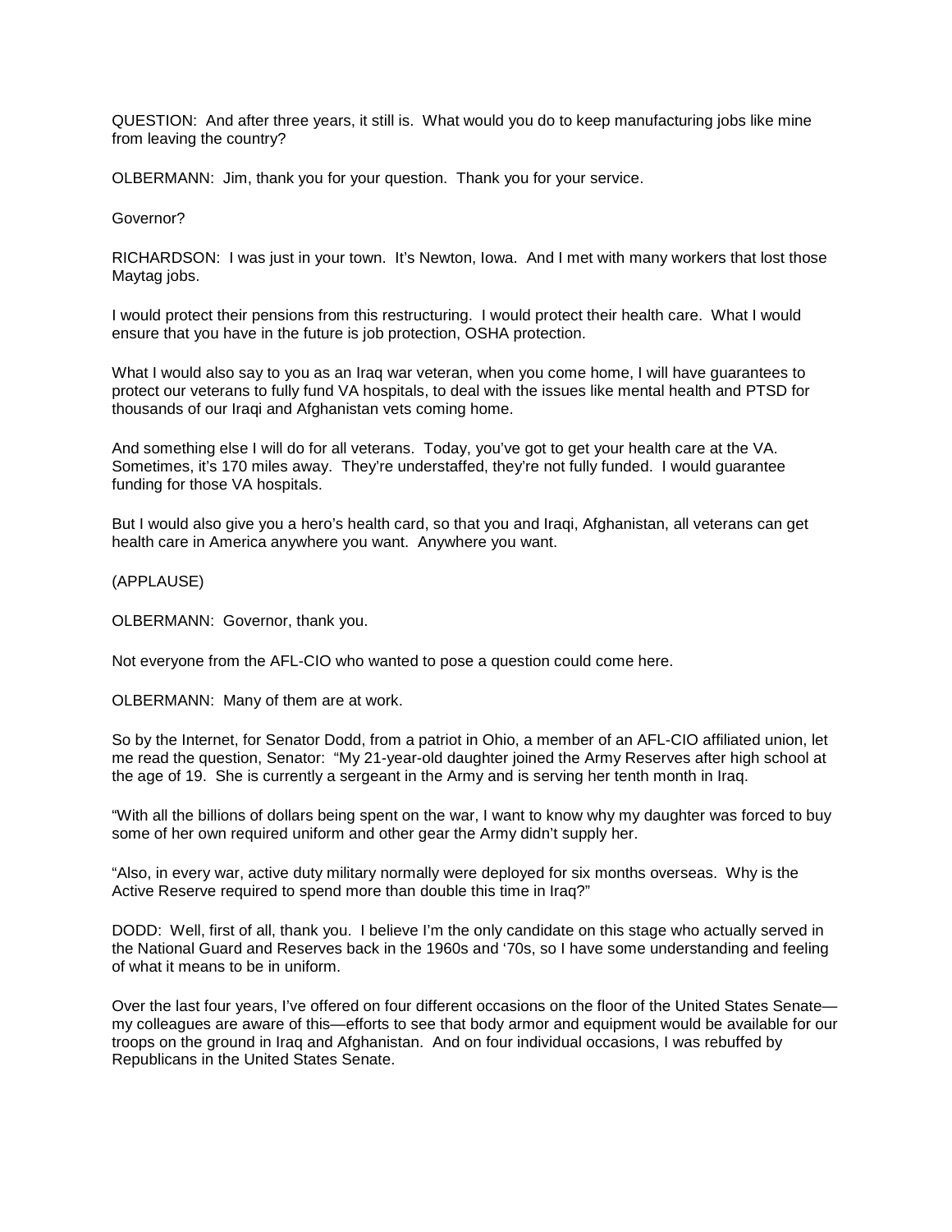QUESTION: And after three years, it still is. What would you do to keep manufacturing jobs like mine from leaving the country?

OLBERMANN: Jim, thank you for your question. Thank you for your service.

Governor?

RICHARDSON: I was just in your town. It's Newton, Iowa. And I met with many workers that lost those Maytag jobs.

I would protect their pensions from this restructuring. I would protect their health care. What I would ensure that you have in the future is job protection, OSHA protection.

What I would also say to you as an Iraq war veteran, when you come home, I will have guarantees to protect our veterans to fully fund VA hospitals, to deal with the issues like mental health and PTSD for thousands of our Iraqi and Afghanistan vets coming home.

And something else I will do for all veterans. Today, you've got to get your health care at the VA. Sometimes, it's 170 miles away. They're understaffed, they're not fully funded. I would guarantee funding for those VA hospitals.

But I would also give you a hero's health card, so that you and Iraqi, Afghanistan, all veterans can get health care in America anywhere you want. Anywhere you want.

(APPLAUSE)

OLBERMANN: Governor, thank you.

Not everyone from the AFL-CIO who wanted to pose a question could come here.

OLBERMANN: Many of them are at work.

So by the Internet, for Senator Dodd, from a patriot in Ohio, a member of an AFL-CIO affiliated union, let me read the question, Senator: "My 21-year-old daughter joined the Army Reserves after high school at the age of 19. She is currently a sergeant in the Army and is serving her tenth month in Iraq.

"With all the billions of dollars being spent on the war, I want to know why my daughter was forced to buy some of her own required uniform and other gear the Army didn't supply her.

"Also, in every war, active duty military normally were deployed for six months overseas. Why is the Active Reserve required to spend more than double this time in Iraq?"

DODD: Well, first of all, thank you. I believe I'm the only candidate on this stage who actually served in the National Guard and Reserves back in the 1960s and '70s, so I have some understanding and feeling of what it means to be in uniform.

Over the last four years, I've offered on four different occasions on the floor of the United States Senate—my colleagues are aware of this—efforts to see that body armor and equipment would be available for our troops on the ground in Iraq and Afghanistan. And on four individual occasions, I was rebuffed by Republicans in the United States Senate.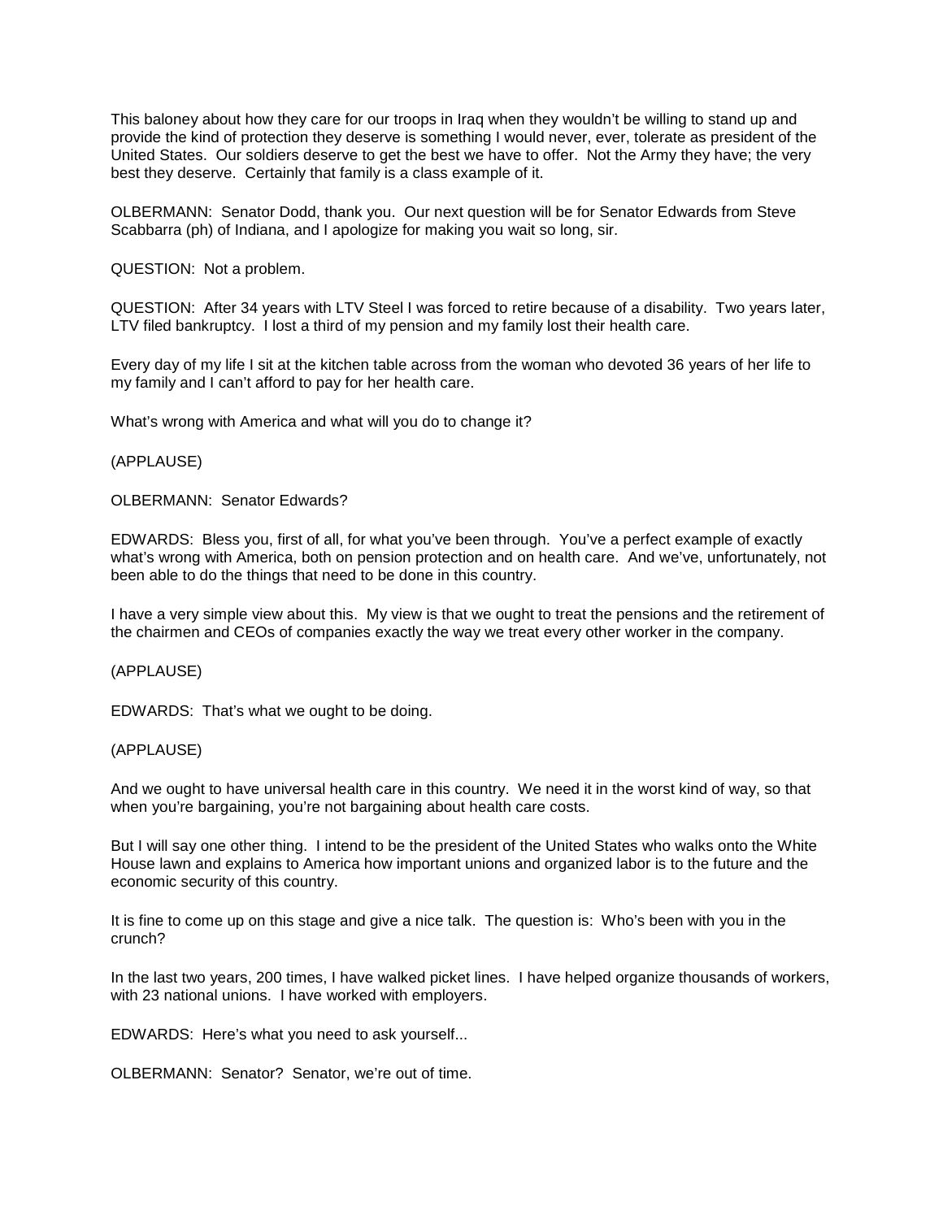This baloney about how they care for our troops in Iraq when they wouldn't be willing to stand up and provide the kind of protection they deserve is something I would never, ever, tolerate as president of the United States. Our soldiers deserve to get the best we have to offer. Not the Army they have; the very best they deserve. Certainly that family is a class example of it.

OLBERMANN: Senator Dodd, thank you. Our next question will be for Senator Edwards from Steve Scabbarra (ph) of Indiana, and I apologize for making you wait so long, sir.

QUESTION: Not a problem.

QUESTION: After 34 years with LTV Steel I was forced to retire because of a disability. Two years later, LTV filed bankruptcy. I lost a third of my pension and my family lost their health care.

Every day of my life I sit at the kitchen table across from the woman who devoted 36 years of her life to my family and I can't afford to pay for her health care.

What's wrong with America and what will you do to change it?

(APPLAUSE)

OLBERMANN: Senator Edwards?

EDWARDS: Bless you, first of all, for what you've been through. You've a perfect example of exactly what's wrong with America, both on pension protection and on health care. And we've, unfortunately, not been able to do the things that need to be done in this country.

I have a very simple view about this. My view is that we ought to treat the pensions and the retirement of the chairmen and CEOs of companies exactly the way we treat every other worker in the company.

(APPLAUSE)

EDWARDS: That's what we ought to be doing.

(APPLAUSE)

And we ought to have universal health care in this country. We need it in the worst kind of way, so that when you're bargaining, you're not bargaining about health care costs.

But I will say one other thing. I intend to be the president of the United States who walks onto the White House lawn and explains to America how important unions and organized labor is to the future and the economic security of this country.

It is fine to come up on this stage and give a nice talk. The question is: Who's been with you in the crunch?

In the last two years, 200 times, I have walked picket lines. I have helped organize thousands of workers, with 23 national unions. I have worked with employers.

EDWARDS: Here's what you need to ask yourself...

OLBERMANN: Senator? Senator, we're out of time.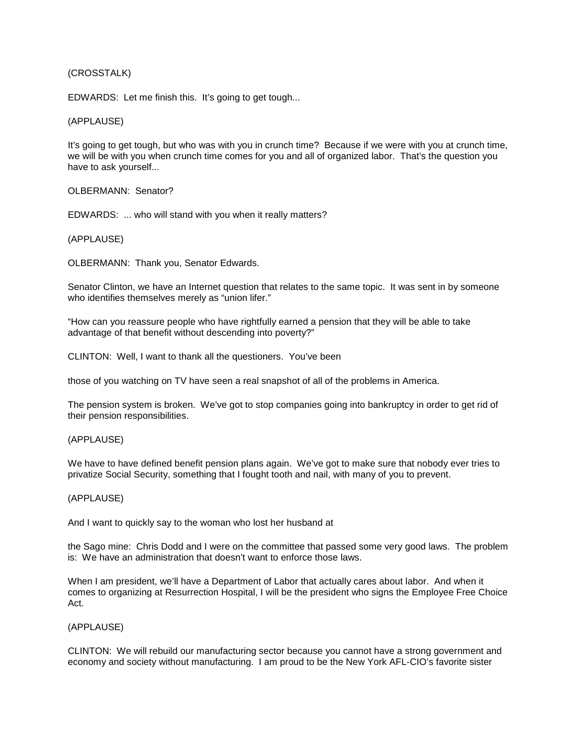(CROSSTALK)

EDWARDS: Let me finish this. It's going to get tough...

(APPLAUSE)

It's going to get tough, but who was with you in crunch time? Because if we were with you at crunch time, we will be with you when crunch time comes for you and all of organized labor. That's the question you have to ask yourself...

OLBERMANN: Senator?

EDWARDS: ... who will stand with you when it really matters?

(APPLAUSE)

OLBERMANN: Thank you, Senator Edwards.

Senator Clinton, we have an Internet question that relates to the same topic. It was sent in by someone who identifies themselves merely as "union lifer."

"How can you reassure people who have rightfully earned a pension that they will be able to take advantage of that benefit without descending into poverty?"

CLINTON: Well, I want to thank all the questioners. You've been

those of you watching on TV have seen a real snapshot of all of the problems in America.

The pension system is broken. We've got to stop companies going into bankruptcy in order to get rid of their pension responsibilities.

(APPLAUSE)

We have to have defined benefit pension plans again. We've got to make sure that nobody ever tries to privatize Social Security, something that I fought tooth and nail, with many of you to prevent.

(APPLAUSE)

And I want to quickly say to the woman who lost her husband at

the Sago mine: Chris Dodd and I were on the committee that passed some very good laws. The problem is: We have an administration that doesn't want to enforce those laws.

When I am president, we'll have a Department of Labor that actually cares about labor. And when it comes to organizing at Resurrection Hospital, I will be the president who signs the Employee Free Choice Act.

(APPLAUSE)

CLINTON: We will rebuild our manufacturing sector because you cannot have a strong government and economy and society without manufacturing. I am proud to be the New York AFL-CIO's favorite sister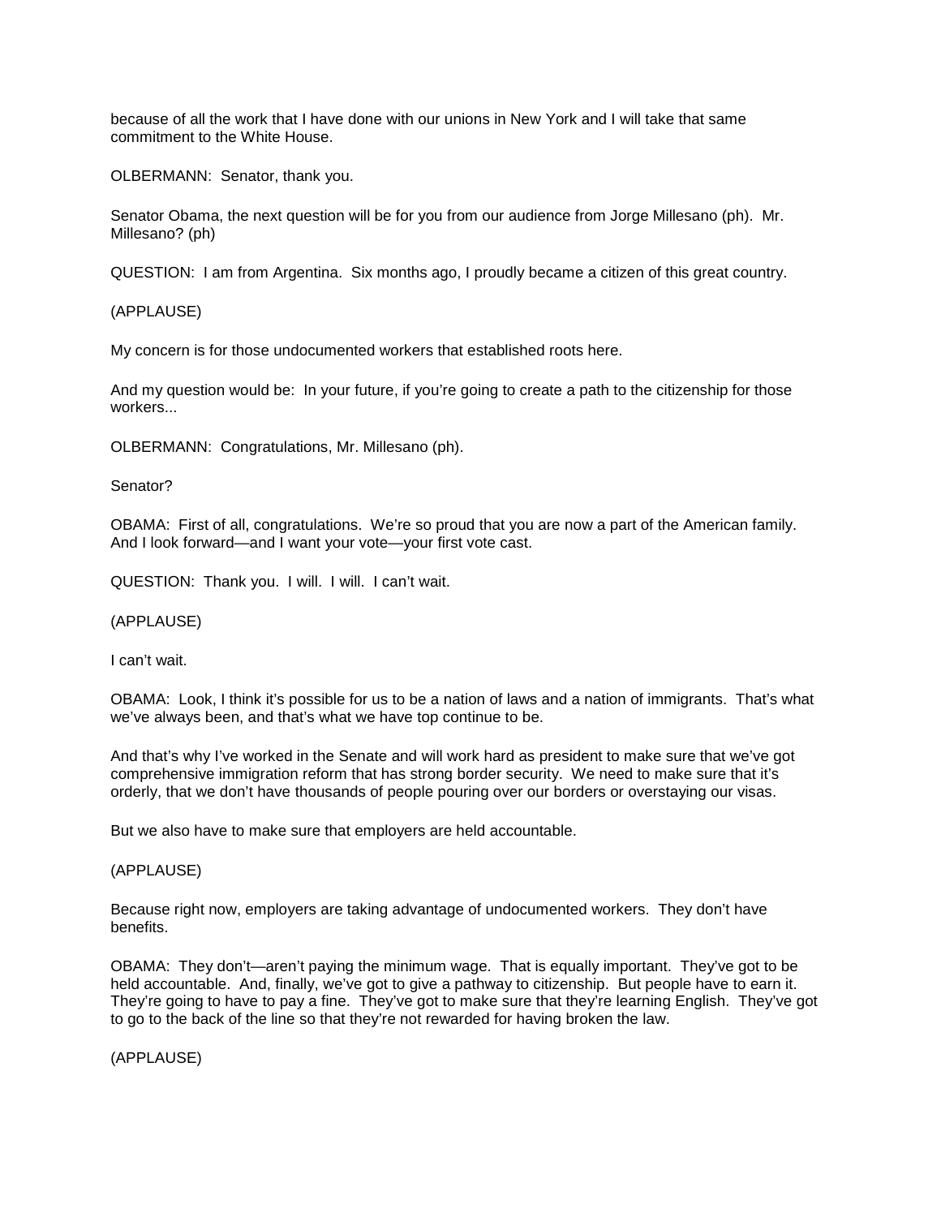because of all the work that I have done with our unions in New York and I will take that same commitment to the White House.

OLBERMANN: Senator, thank you.

Senator Obama, the next question will be for you from our audience from Jorge Millesano (ph). Mr. Millesano? (ph)

QUESTION: I am from Argentina. Six months ago, I proudly became a citizen of this great country.

(APPLAUSE)

My concern is for those undocumented workers that established roots here.

And my question would be: In your future, if you're going to create a path to the citizenship for those workers...

OLBERMANN: Congratulations, Mr. Millesano (ph).

Senator?

OBAMA: First of all, congratulations. We're so proud that you are now a part of the American family. And I look forward—and I want your vote—your first vote cast.

QUESTION: Thank you. I will. I will. I can't wait.

(APPLAUSE)

I can't wait.

OBAMA: Look, I think it's possible for us to be a nation of laws and a nation of immigrants. That's what we've always been, and that's what we have top continue to be.

And that's why I've worked in the Senate and will work hard as president to make sure that we've got comprehensive immigration reform that has strong border security. We need to make sure that it's orderly, that we don't have thousands of people pouring over our borders or overstaying our visas.

But we also have to make sure that employers are held accountable.

(APPLAUSE)

Because right now, employers are taking advantage of undocumented workers. They don't have benefits.

OBAMA: They don't—aren't paying the minimum wage. That is equally important. They've got to be held accountable. And, finally, we've got to give a pathway to citizenship. But people have to earn it. They're going to have to pay a fine. They've got to make sure that they're learning English. They've got to go to the back of the line so that they're not rewarded for having broken the law.

(APPLAUSE)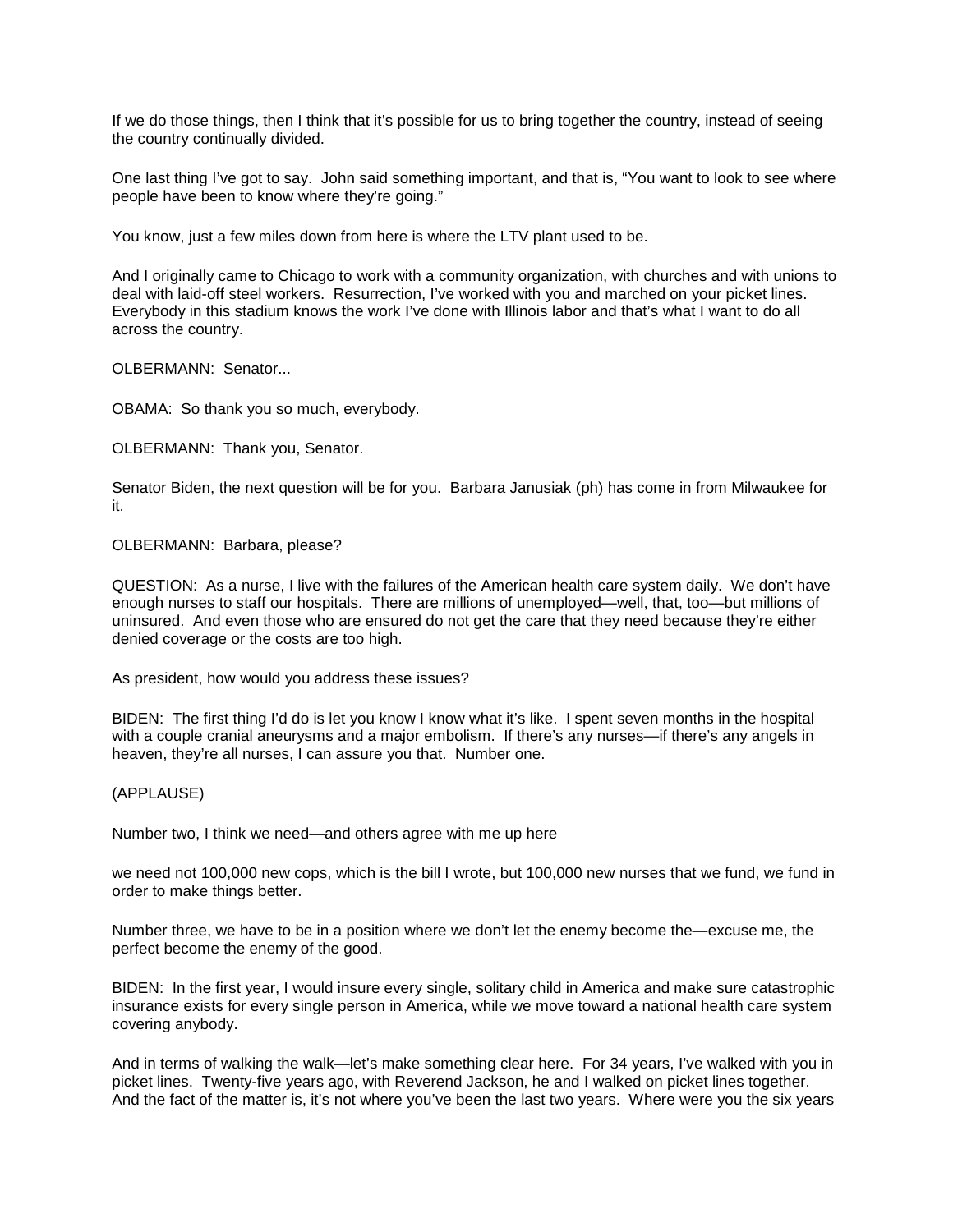If we do those things, then I think that it's possible for us to bring together the country, instead of seeing the country continually divided.

One last thing I've got to say. John said something important, and that is, "You want to look to see where people have been to know where they're going."

You know, just a few miles down from here is where the LTV plant used to be.

And I originally came to Chicago to work with a community organization, with churches and with unions to deal with laid-off steel workers. Resurrection, I've worked with you and marched on your picket lines. Everybody in this stadium knows the work I've done with Illinois labor and that's what I want to do all across the country.

OLBERMANN: Senator...

OBAMA: So thank you so much, everybody.

OLBERMANN: Thank you, Senator.

Senator Biden, the next question will be for you. Barbara Janusiak (ph) has come in from Milwaukee for it.

OLBERMANN: Barbara, please?

QUESTION: As a nurse, I live with the failures of the American health care system daily. We don't have enough nurses to staff our hospitals. There are millions of unemployed—well, that, too—but millions of uninsured. And even those who are ensured do not get the care that they need because they're either denied coverage or the costs are too high.

As president, how would you address these issues?

BIDEN: The first thing I'd do is let you know I know what it's like. I spent seven months in the hospital with a couple cranial aneurysms and a major embolism. If there's any nurses—if there's any angels in heaven, they're all nurses, I can assure you that. Number one.

(APPLAUSE)

Number two, I think we need—and others agree with me up here

we need not 100,000 new cops, which is the bill I wrote, but 100,000 new nurses that we fund, we fund in order to make things better.

Number three, we have to be in a position where we don't let the enemy become the—excuse me, the perfect become the enemy of the good.

BIDEN: In the first year, I would insure every single, solitary child in America and make sure catastrophic insurance exists for every single person in America, while we move toward a national health care system covering anybody.

And in terms of walking the walk—let's make something clear here. For 34 years, I've walked with you in picket lines. Twenty-five years ago, with Reverend Jackson, he and I walked on picket lines together. And the fact of the matter is, it's not where you've been the last two years. Where were you the six years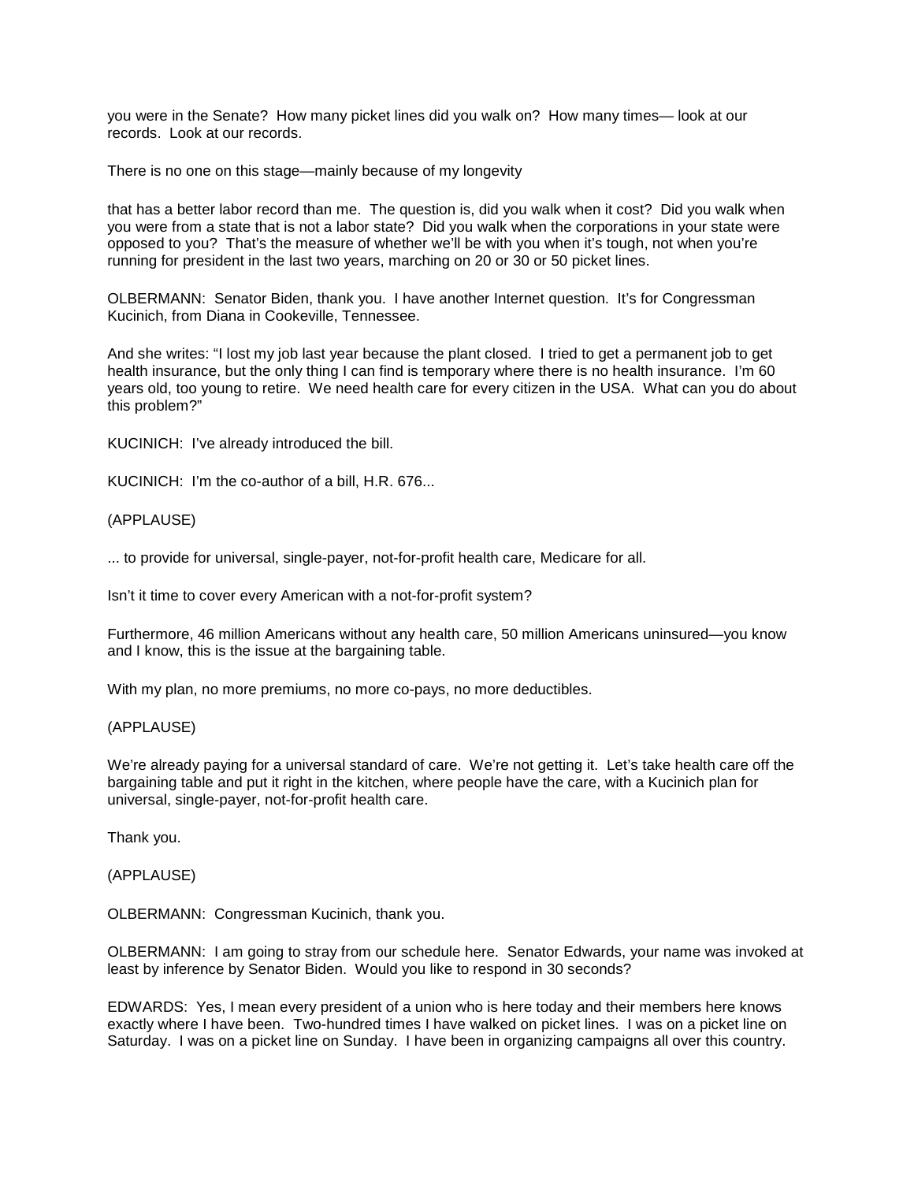you were in the Senate? How many picket lines did you walk on? How many times— look at our records. Look at our records.

There is no one on this stage—mainly because of my longevity

that has a better labor record than me. The question is, did you walk when it cost? Did you walk when you were from a state that is not a labor state? Did you walk when the corporations in your state were opposed to you? That's the measure of whether we'll be with you when it's tough, not when you're running for president in the last two years, marching on 20 or 30 or 50 picket lines.

OLBERMANN: Senator Biden, thank you. I have another Internet question. It's for Congressman Kucinich, from Diana in Cookeville, Tennessee.

And she writes: "I lost my job last year because the plant closed. I tried to get a permanent job to get health insurance, but the only thing I can find is temporary where there is no health insurance. I'm 60 years old, too young to retire. We need health care for every citizen in the USA. What can you do about this problem?"

KUCINICH: I've already introduced the bill.

KUCINICH: I'm the co-author of a bill, H.R. 676...

(APPLAUSE)

... to provide for universal, single-payer, not-for-profit health care, Medicare for all.

Isn't it time to cover every American with a not-for-profit system?

Furthermore, 46 million Americans without any health care, 50 million Americans uninsured—you know and I know, this is the issue at the bargaining table.

With my plan, no more premiums, no more co-pays, no more deductibles.

(APPLAUSE)

We're already paying for a universal standard of care. We're not getting it. Let's take health care off the bargaining table and put it right in the kitchen, where people have the care, with a Kucinich plan for universal, single-payer, not-for-profit health care.

Thank you.

(APPLAUSE)

OLBERMANN: Congressman Kucinich, thank you.

OLBERMANN: I am going to stray from our schedule here. Senator Edwards, your name was invoked at least by inference by Senator Biden. Would you like to respond in 30 seconds?

EDWARDS: Yes, I mean every president of a union who is here today and their members here knows exactly where I have been. Two-hundred times I have walked on picket lines. I was on a picket line on Saturday. I was on a picket line on Sunday. I have been in organizing campaigns all over this country.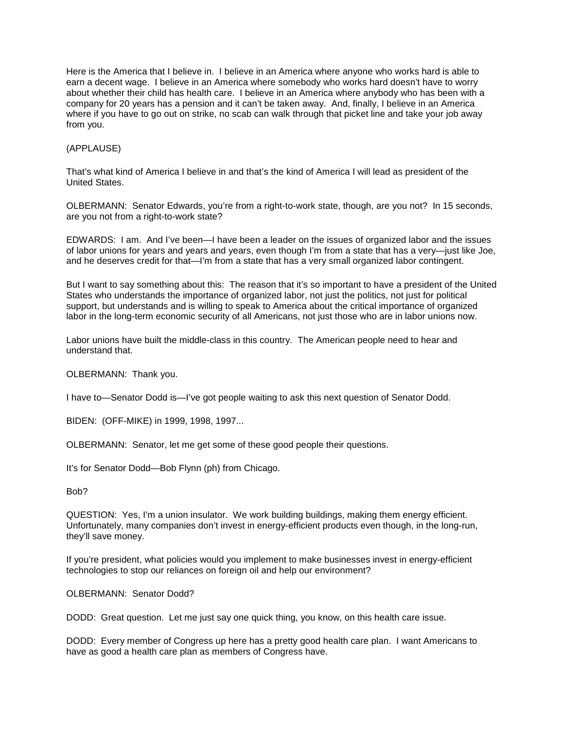Here is the America that I believe in. I believe in an America where anyone who works hard is able to earn a decent wage. I believe in an America where somebody who works hard doesn't have to worry about whether their child has health care. I believe in an America where anybody who has been with a company for 20 years has a pension and it can't be taken away. And, finally, I believe in an America where if you have to go out on strike, no scab can walk through that picket line and take your job away from you.

(APPLAUSE)

That's what kind of America I believe in and that's the kind of America I will lead as president of the United States.

OLBERMANN: Senator Edwards, you're from a right-to-work state, though, are you not? In 15 seconds, are you not from a right-to-work state?

EDWARDS: I am. And I've been—I have been a leader on the issues of organized labor and the issues of labor unions for years and years and years, even though I'm from a state that has a very—just like Joe, and he deserves credit for that—I'm from a state that has a very small organized labor contingent.

But I want to say something about this: The reason that it's so important to have a president of the United States who understands the importance of organized labor, not just the politics, not just for political support, but understands and is willing to speak to America about the critical importance of organized labor in the long-term economic security of all Americans, not just those who are in labor unions now.

Labor unions have built the middle-class in this country. The American people need to hear and understand that.

OLBERMANN: Thank you.

I have to—Senator Dodd is—I've got people waiting to ask this next question of Senator Dodd.

BIDEN: (OFF-MIKE) in 1999, 1998, 1997...

OLBERMANN: Senator, let me get some of these good people their questions.

It's for Senator Dodd—Bob Flynn (ph) from Chicago.

Bob?

QUESTION: Yes, I'm a union insulator. We work building buildings, making them energy efficient. Unfortunately, many companies don't invest in energy-efficient products even though, in the long-run, they'll save money.

If you're president, what policies would you implement to make businesses invest in energy-efficient technologies to stop our reliances on foreign oil and help our environment?

OLBERMANN: Senator Dodd?

DODD: Great question. Let me just say one quick thing, you know, on this health care issue.

DODD: Every member of Congress up here has a pretty good health care plan. I want Americans to have as good a health care plan as members of Congress have.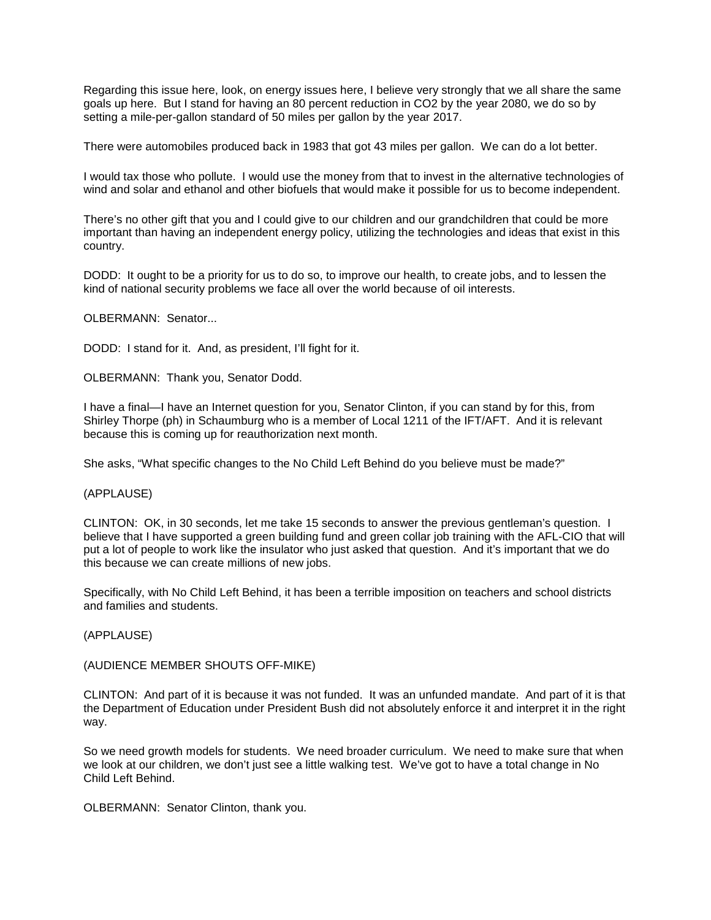Regarding this issue here, look, on energy issues here, I believe very strongly that we all share the same goals up here. But I stand for having an 80 percent reduction in $CO_2$ by the year 2080, we do so by setting a mile-per-gallon standard of 50 miles per gallon by the year 2017.

There were automobiles produced back in 1983 that got 43 miles per gallon. We can do a lot better.

I would tax those who pollute. I would use the money from that to invest in the alternative technologies of wind and solar and ethanol and other biofuels that would make it possible for us to become independent.

There's no other gift that you and I could give to our children and our grandchildren that could be more important than having an independent energy policy, utilizing the technologies and ideas that exist in this country.

DODD: It ought to be a priority for us to do so, to improve our health, to create jobs, and to lessen the kind of national security problems we face all over the world because of oil interests.

OLBERMANN: Senator...

DODD: I stand for it. And, as president, I'll fight for it.

OLBERMANN: Thank you, Senator Dodd.

I have a final—I have an Internet question for you, Senator Clinton, if you can stand by for this, from Shirley Thorpe (ph) in Schaumburg who is a member of Local 1211 of the IFT/AFT. And it is relevant because this is coming up for reauthorization next month.

She asks, "What specific changes to the No Child Left Behind do you believe must be made?"

(APPLAUSE)

CLINTON: OK, in 30 seconds, let me take 15 seconds to answer the previous gentleman's question. I believe that I have supported a green building fund and green collar job training with the AFL-CIO that will put a lot of people to work like the insulator who just asked that question. And it's important that we do this because we can create millions of new jobs.

Specifically, with No Child Left Behind, it has been a terrible imposition on teachers and school districts and families and students.

(APPLAUSE)

(AUDIENCE MEMBER SHOUTS OFF-MIKE)

CLINTON: And part of it is because it was not funded. It was an unfunded mandate. And part of it is that the Department of Education under President Bush did not absolutely enforce it and interpret it in the right way.

So we need growth models for students. We need broader curriculum. We need to make sure that when we look at our children, we don't just see a little walking test. We've got to have a total change in No Child Left Behind.

OLBERMANN: Senator Clinton, thank you.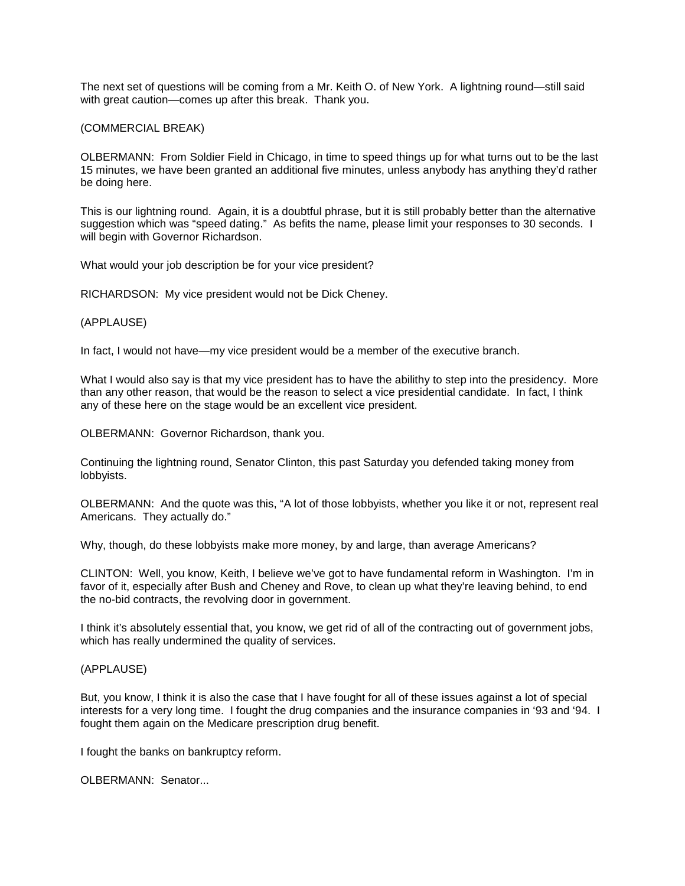The next set of questions will be coming from a Mr. Keith O. of New York. A lightning round—still said with great caution—comes up after this break. Thank you.

(COMMERCIAL BREAK)

OLBERMANN: From Soldier Field in Chicago, in time to speed things up for what turns out to be the last 15 minutes, we have been granted an additional five minutes, unless anybody has anything they'd rather be doing here.

This is our lightning round. Again, it is a doubtful phrase, but it is still probably better than the alternative suggestion which was "speed dating." As befits the name, please limit your responses to 30 seconds. I will begin with Governor Richardson.

What would your job description be for your vice president?

RICHARDSON: My vice president would not be Dick Cheney.

(APPLAUSE)

In fact, I would not have—my vice president would be a member of the executive branch.

What I would also say is that my vice president has to have the abilithy to step into the presidency. More than any other reason, that would be the reason to select a vice presidential candidate. In fact, I think any of these here on the stage would be an excellent vice president.

OLBERMANN: Governor Richardson, thank you.

Continuing the lightning round, Senator Clinton, this past Saturday you defended taking money from lobbyists.

OLBERMANN: And the quote was this, "A lot of those lobbyists, whether you like it or not, represent real Americans. They actually do."

Why, though, do these lobbyists make more money, by and large, than average Americans?

CLINTON: Well, you know, Keith, I believe we've got to have fundamental reform in Washington. I'm in favor of it, especially after Bush and Cheney and Rove, to clean up what they're leaving behind, to end the no-bid contracts, the revolving door in government.

I think it's absolutely essential that, you know, we get rid of all of the contracting out of government jobs, which has really undermined the quality of services.

(APPLAUSE)

But, you know, I think it is also the case that I have fought for all of these issues against a lot of special interests for a very long time. I fought the drug companies and the insurance companies in '93 and '94. I fought them again on the Medicare prescription drug benefit.

I fought the banks on bankruptcy reform.

OLBERMANN: Senator...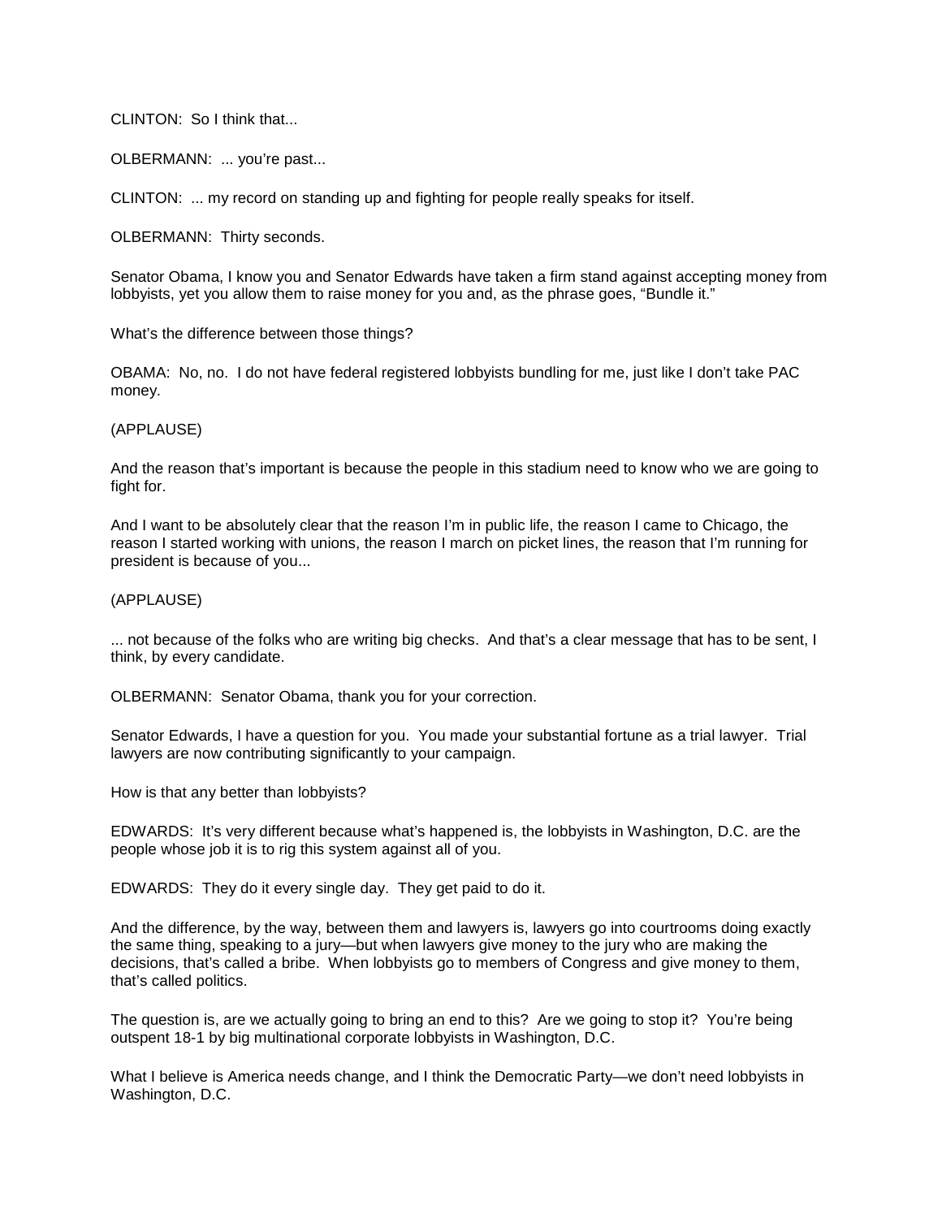CLINTON: So I think that...

OLBERMANN: ... you're past...

CLINTON: ... my record on standing up and fighting for people really speaks for itself.

OLBERMANN: Thirty seconds.

Senator Obama, I know you and Senator Edwards have taken a firm stand against accepting money from lobbyists, yet you allow them to raise money for you and, as the phrase goes, "Bundle it."

What's the difference between those things?

OBAMA: No, no. I do not have federal registered lobbyists bundling for me, just like I don't take PAC money.

(APPLAUSE)

And the reason that's important is because the people in this stadium need to know who we are going to fight for.

And I want to be absolutely clear that the reason I'm in public life, the reason I came to Chicago, the reason I started working with unions, the reason I march on picket lines, the reason that I'm running for president is because of you...

(APPLAUSE)

... not because of the folks who are writing big checks. And that's a clear message that has to be sent, I think, by every candidate.

OLBERMANN: Senator Obama, thank you for your correction.

Senator Edwards, I have a question for you. You made your substantial fortune as a trial lawyer. Trial lawyers are now contributing significantly to your campaign.

How is that any better than lobbyists?

EDWARDS: It's very different because what's happened is, the lobbyists in Washington, D.C. are the people whose job it is to rig this system against all of you.

EDWARDS: They do it every single day. They get paid to do it.

And the difference, by the way, between them and lawyers is, lawyers go into courtrooms doing exactly the same thing, speaking to a jury—but when lawyers give money to the jury who are making the decisions, that's called a bribe. When lobbyists go to members of Congress and give money to them, that's called politics.

The question is, are we actually going to bring an end to this? Are we going to stop it? You're being outspent 18-1 by big multinational corporate lobbyists in Washington, D.C.

What I believe is America needs change, and I think the Democratic Party—we don't need lobbyists in Washington, D.C.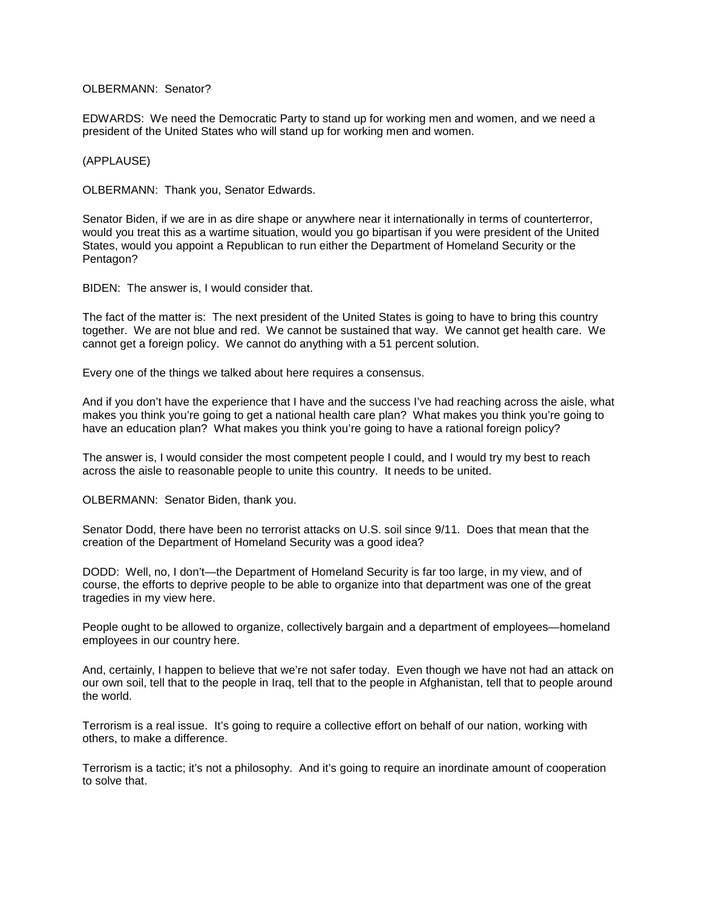OLBERMANN: Senator?

EDWARDS: We need the Democratic Party to stand up for working men and women, and we need a president of the United States who will stand up for working men and women.

(APPLAUSE)

OLBERMANN: Thank you, Senator Edwards.

Senator Biden, if we are in as dire shape or anywhere near it internationally in terms of counterterror, would you treat this as a wartime situation, would you go bipartisan if you were president of the United States, would you appoint a Republican to run either the Department of Homeland Security or the Pentagon?

BIDEN: The answer is, I would consider that.

The fact of the matter is: The next president of the United States is going to have to bring this country together. We are not blue and red. We cannot be sustained that way. We cannot get health care. We cannot get a foreign policy. We cannot do anything with a 51 percent solution.

Every one of the things we talked about here requires a consensus.

And if you don't have the experience that I have and the success I've had reaching across the aisle, what makes you think you're going to get a national health care plan? What makes you think you're going to have an education plan? What makes you think you're going to have a rational foreign policy?

The answer is, I would consider the most competent people I could, and I would try my best to reach across the aisle to reasonable people to unite this country. It needs to be united.

OLBERMANN: Senator Biden, thank you.

Senator Dodd, there have been no terrorist attacks on U.S. soil since 9/11. Does that mean that the creation of the Department of Homeland Security was a good idea?

DODD: Well, no, I don't—the Department of Homeland Security is far too large, in my view, and of course, the efforts to deprive people to be able to organize into that department was one of the great tragedies in my view here.

People ought to be allowed to organize, collectively bargain and a department of employees—homeland employees in our country here.

And, certainly, I happen to believe that we're not safer today. Even though we have not had an attack on our own soil, tell that to the people in Iraq, tell that to the people in Afghanistan, tell that to people around the world.

Terrorism is a real issue. It's going to require a collective effort on behalf of our nation, working with others, to make a difference.

Terrorism is a tactic; it's not a philosophy. And it's going to require an inordinate amount of cooperation to solve that.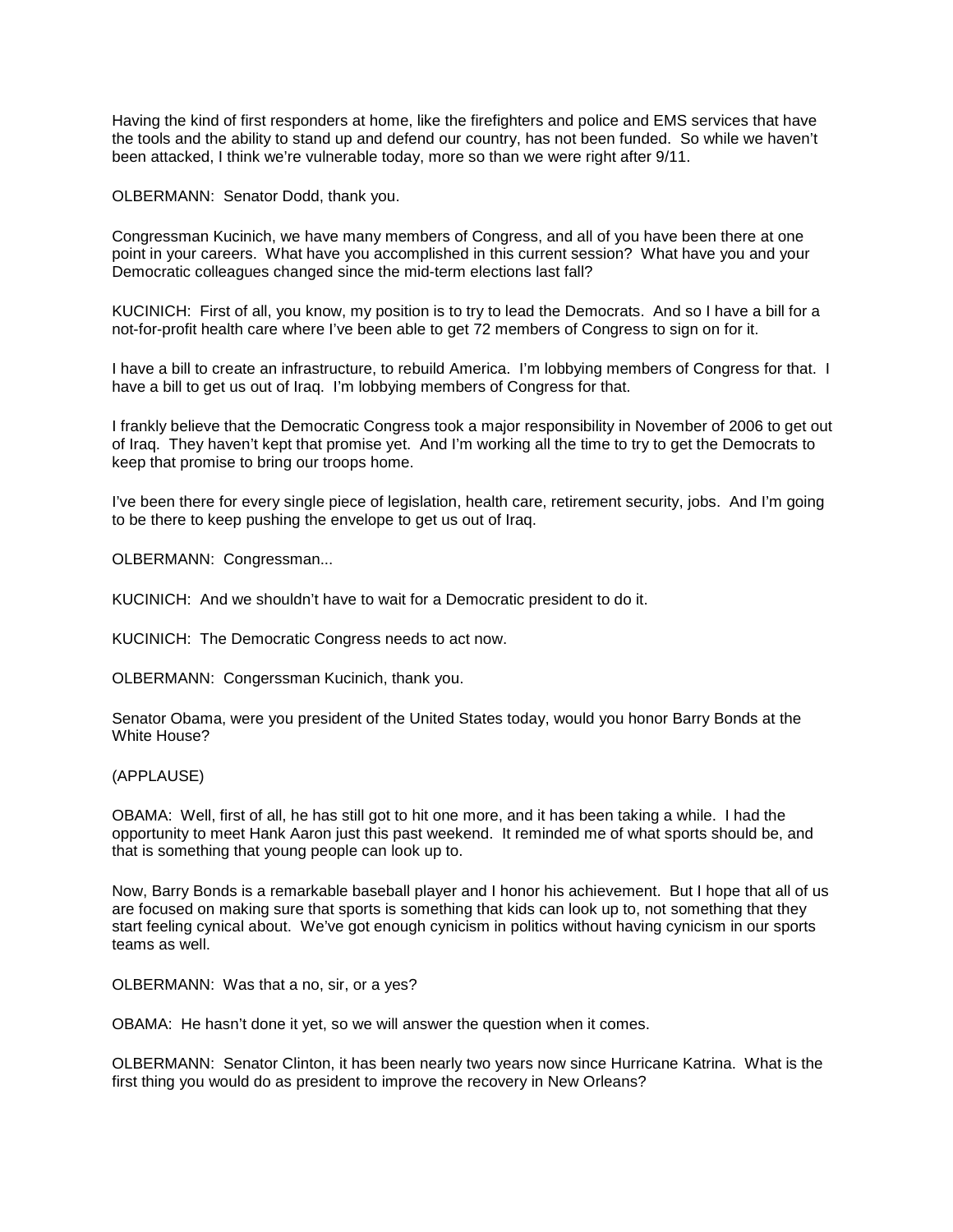Having the kind of first responders at home, like the firefighters and police and EMS services that have the tools and the ability to stand up and defend our country, has not been funded. So while we haven't been attacked, I think we're vulnerable today, more so than we were right after 9/11.

OLBERMANN: Senator Dodd, thank you.

Congressman Kucinich, we have many members of Congress, and all of you have been there at one point in your careers. What have you accomplished in this current session? What have you and your Democratic colleagues changed since the mid-term elections last fall?

KUCINICH: First of all, you know, my position is to try to lead the Democrats. And so I have a bill for a not-for-profit health care where I've been able to get 72 members of Congress to sign on for it.

I have a bill to create an infrastructure, to rebuild America. I'm lobbying members of Congress for that. I have a bill to get us out of Iraq. I'm lobbying members of Congress for that.

I frankly believe that the Democratic Congress took a major responsibility in November of 2006 to get out of Iraq. They haven't kept that promise yet. And I'm working all the time to try to get the Democrats to keep that promise to bring our troops home.

I've been there for every single piece of legislation, health care, retirement security, jobs. And I'm going to be there to keep pushing the envelope to get us out of Iraq.

OLBERMANN: Congressman...

KUCINICH: And we shouldn't have to wait for a Democratic president to do it.

KUCINICH: The Democratic Congress needs to act now.

OLBERMANN: Congerssman Kucinich, thank you.

Senator Obama, were you president of the United States today, would you honor Barry Bonds at the White House?

(APPLAUSE)

OBAMA: Well, first of all, he has still got to hit one more, and it has been taking a while. I had the opportunity to meet Hank Aaron just this past weekend. It reminded me of what sports should be, and that is something that young people can look up to.

Now, Barry Bonds is a remarkable baseball player and I honor his achievement. But I hope that all of us are focused on making sure that sports is something that kids can look up to, not something that they start feeling cynical about. We've got enough cynicism in politics without having cynicism in our sports teams as well.

OLBERMANN: Was that a no, sir, or a yes?

OBAMA: He hasn't done it yet, so we will answer the question when it comes.

OLBERMANN: Senator Clinton, it has been nearly two years now since Hurricane Katrina. What is the first thing you would do as president to improve the recovery in New Orleans?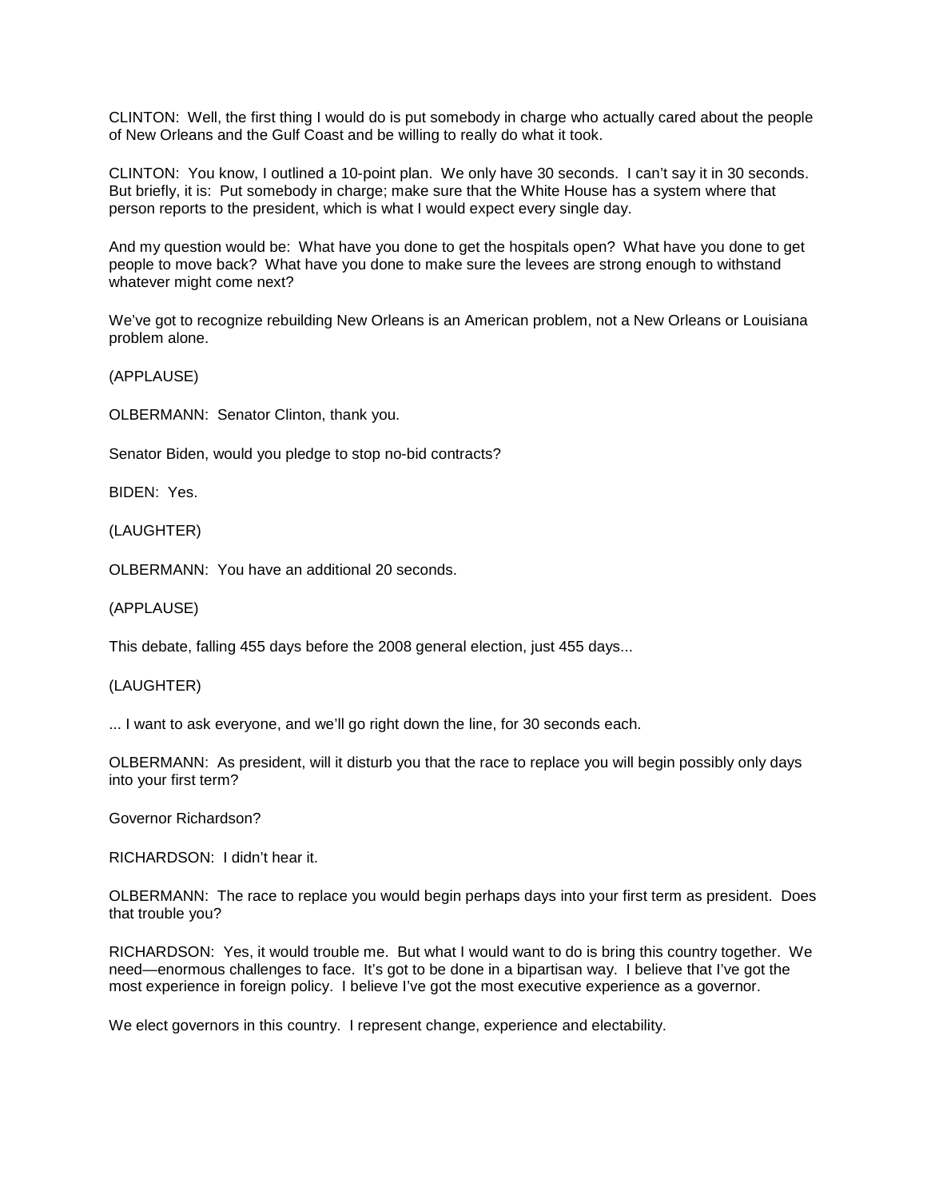CLINTON: Well, the first thing I would do is put somebody in charge who actually cared about the people of New Orleans and the Gulf Coast and be willing to really do what it took.

CLINTON: You know, I outlined a 10-point plan. We only have 30 seconds. I can't say it in 30 seconds. But briefly, it is: Put somebody in charge; make sure that the White House has a system where that person reports to the president, which is what I would expect every single day.

And my question would be: What have you done to get the hospitals open? What have you done to get people to move back? What have you done to make sure the levees are strong enough to withstand whatever might come next?

We've got to recognize rebuilding New Orleans is an American problem, not a New Orleans or Louisiana problem alone.

(APPLAUSE)

OLBERMANN: Senator Clinton, thank you.

Senator Biden, would you pledge to stop no-bid contracts?

BIDEN: Yes.

(LAUGHTER)

OLBERMANN: You have an additional 20 seconds.

(APPLAUSE)

This debate, falling 455 days before the 2008 general election, just 455 days...

(LAUGHTER)

... I want to ask everyone, and we'll go right down the line, for 30 seconds each.

OLBERMANN: As president, will it disturb you that the race to replace you will begin possibly only days into your first term?

Governor Richardson?

RICHARDSON: I didn't hear it.

OLBERMANN: The race to replace you would begin perhaps days into your first term as president. Does that trouble you?

RICHARDSON: Yes, it would trouble me. But what I would want to do is bring this country together. We need—enormous challenges to face. It's got to be done in a bipartisan way. I believe that I've got the most experience in foreign policy. I believe I've got the most executive experience as a governor.

We elect governors in this country. I represent change, experience and electability.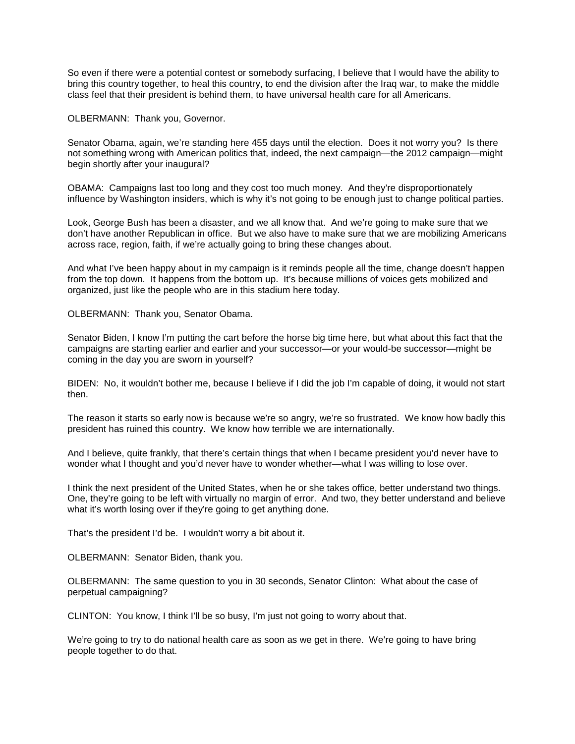So even if there were a potential contest or somebody surfacing, I believe that I would have the ability to bring this country together, to heal this country, to end the division after the Iraq war, to make the middle class feel that their president is behind them, to have universal health care for all Americans.

OLBERMANN: Thank you, Governor.

Senator Obama, again, we're standing here 455 days until the election. Does it not worry you? Is there not something wrong with American politics that, indeed, the next campaign—the 2012 campaign—might begin shortly after your inaugural?

OBAMA: Campaigns last too long and they cost too much money. And they're disproportionately influence by Washington insiders, which is why it's not going to be enough just to change political parties.

Look, George Bush has been a disaster, and we all know that. And we're going to make sure that we don't have another Republican in office. But we also have to make sure that we are mobilizing Americans across race, region, faith, if we're actually going to bring these changes about.

And what I've been happy about in my campaign is it reminds people all the time, change doesn't happen from the top down. It happens from the bottom up. It's because millions of voices gets mobilized and organized, just like the people who are in this stadium here today.

OLBERMANN: Thank you, Senator Obama.

Senator Biden, I know I'm putting the cart before the horse big time here, but what about this fact that the campaigns are starting earlier and earlier and your successor—or your would-be successor—might be coming in the day you are sworn in yourself?

BIDEN: No, it wouldn't bother me, because I believe if I did the job I'm capable of doing, it would not start then.

The reason it starts so early now is because we're so angry, we're so frustrated. We know how badly this president has ruined this country. We know how terrible we are internationally.

And I believe, quite frankly, that there's certain things that when I became president you'd never have to wonder what I thought and you'd never have to wonder whether—what I was willing to lose over.

I think the next president of the United States, when he or she takes office, better understand two things. One, they're going to be left with virtually no margin of error. And two, they better understand and believe what it's worth losing over if they're going to get anything done.

That's the president I'd be. I wouldn't worry a bit about it.

OLBERMANN: Senator Biden, thank you.

OLBERMANN: The same question to you in 30 seconds, Senator Clinton: What about the case of perpetual campaigning?

CLINTON: You know, I think I'll be so busy, I'm just not going to worry about that.

We're going to try to do national health care as soon as we get in there. We're going to have bring people together to do that.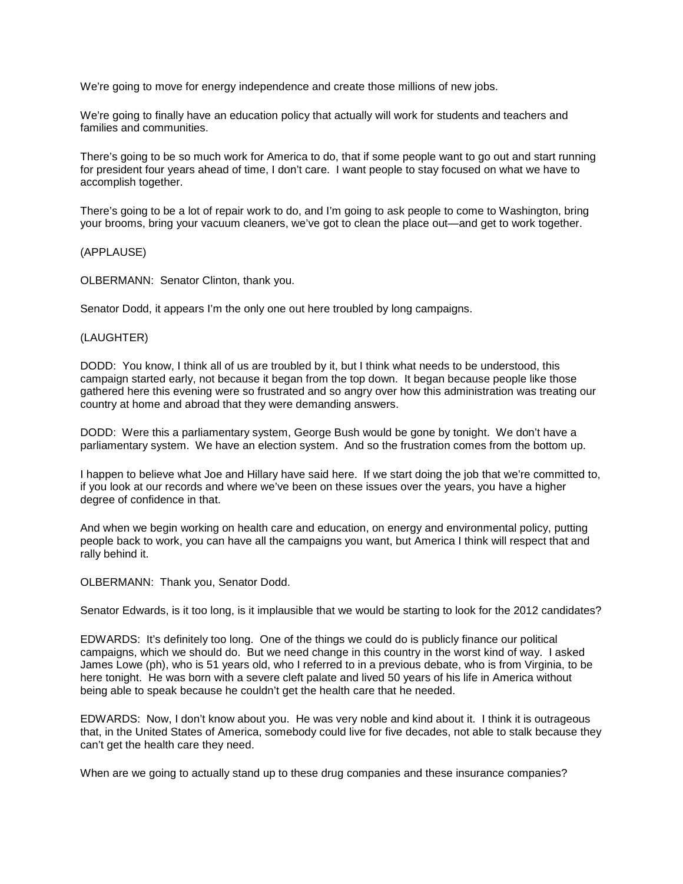We're going to move for energy independence and create those millions of new jobs.

We're going to finally have an education policy that actually will work for students and teachers and families and communities.

There's going to be so much work for America to do, that if some people want to go out and start running for president four years ahead of time, I don't care. I want people to stay focused on what we have to accomplish together.

There's going to be a lot of repair work to do, and I'm going to ask people to come to Washington, bring your brooms, bring your vacuum cleaners, we've got to clean the place out—and get to work together.

(APPLAUSE)

OLBERMANN: Senator Clinton, thank you.

Senator Dodd, it appears I'm the only one out here troubled by long campaigns.

(LAUGHTER)

DODD: You know, I think all of us are troubled by it, but I think what needs to be understood, this campaign started early, not because it began from the top down. It began because people like those gathered here this evening were so frustrated and so angry over how this administration was treating our country at home and abroad that they were demanding answers.

DODD: Were this a parliamentary system, George Bush would be gone by tonight. We don't have a parliamentary system. We have an election system. And so the frustration comes from the bottom up.

I happen to believe what Joe and Hillary have said here. If we start doing the job that we're committed to, if you look at our records and where we've been on these issues over the years, you have a higher degree of confidence in that.

And when we begin working on health care and education, on energy and environmental policy, putting people back to work, you can have all the campaigns you want, but America I think will respect that and rally behind it.

OLBERMANN: Thank you, Senator Dodd.

Senator Edwards, is it too long, is it implausible that we would be starting to look for the 2012 candidates?

EDWARDS: It's definitely too long. One of the things we could do is publicly finance our political campaigns, which we should do. But we need change in this country in the worst kind of way. I asked James Lowe (ph), who is 51 years old, who I referred to in a previous debate, who is from Virginia, to be here tonight. He was born with a severe cleft palate and lived 50 years of his life in America without being able to speak because he couldn't get the health care that he needed.

EDWARDS: Now, I don't know about you. He was very noble and kind about it. I think it is outrageous that, in the United States of America, somebody could live for five decades, not able to stalk because they can't get the health care they need.

When are we going to actually stand up to these drug companies and these insurance companies?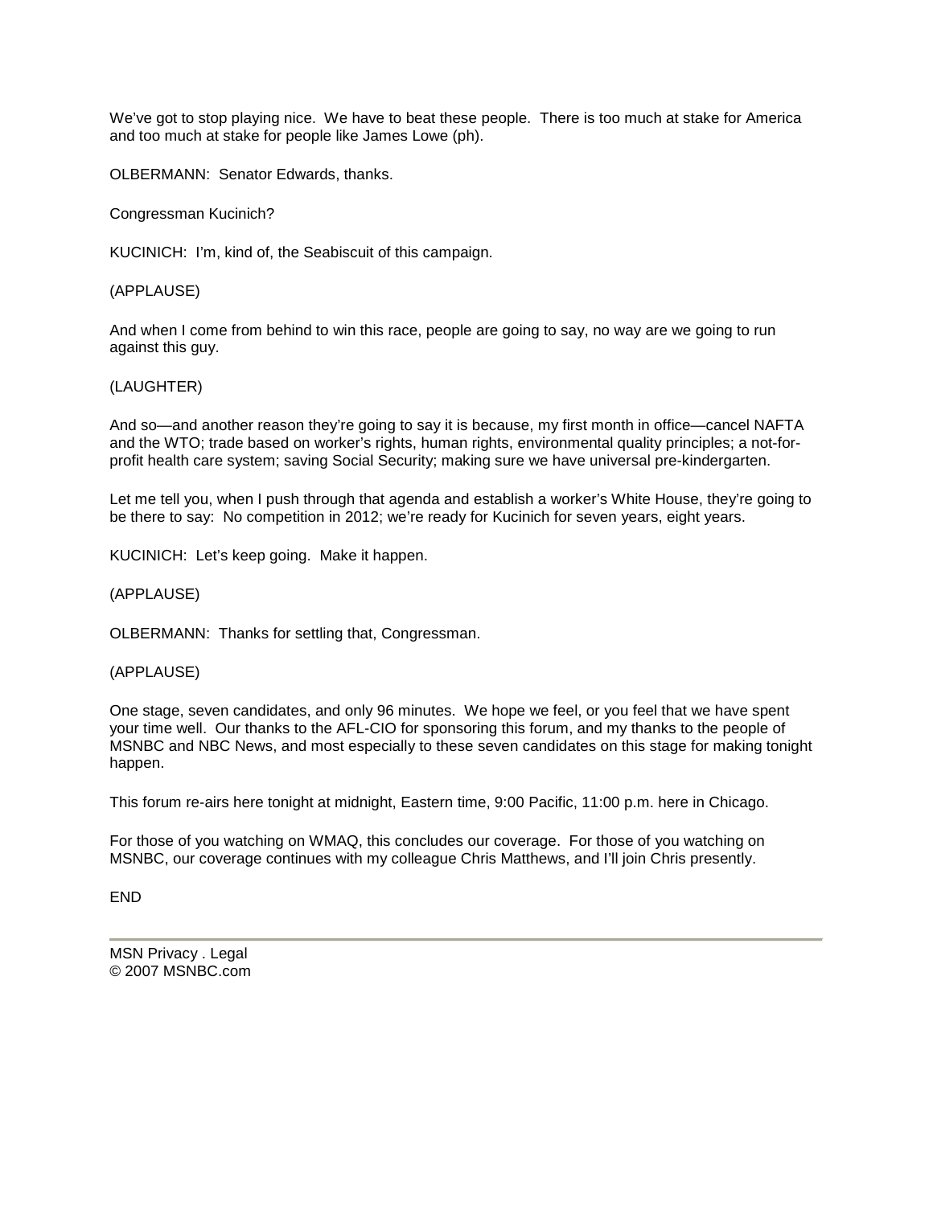We've got to stop playing nice. We have to beat these people. There is too much at stake for America and too much at stake for people like James Lowe (ph).

OLBERMANN: Senator Edwards, thanks.

Congressman Kucinich?

KUCINICH: I'm, kind of, the Seabiscuit of this campaign.

(APPLAUSE)

And when I come from behind to win this race, people are going to say, no way are we going to run against this guy.

(LAUGHTER)

And so—and another reason they're going to say it is because, my first month in office—cancel NAFTA and the WTO; trade based on worker's rights, human rights, environmental quality principles; a not-for-profit health care system; saving Social Security; making sure we have universal pre-kindergarten.

Let me tell you, when I push through that agenda and establish a worker's White House, they're going to be there to say: No competition in 2012; we're ready for Kucinich for seven years, eight years.

KUCINICH: Let's keep going. Make it happen.

(APPLAUSE)

OLBERMANN: Thanks for settling that, Congressman.

(APPLAUSE)

One stage, seven candidates, and only 96 minutes. We hope we feel, or you feel that we have spent your time well. Our thanks to the AFL-CIO for sponsoring this forum, and my thanks to the people of MSNBC and NBC News, and most especially to these seven candidates on this stage for making tonight happen.

This forum re-airs here tonight at midnight, Eastern time, 9:00 Pacific, 11:00 p.m. here in Chicago.

For those of you watching on WMAQ, this concludes our coverage. For those of you watching on MSNBC, our coverage continues with my colleague Chris Matthews, and I'll join Chris presently.

END

---

MSN Privacy . Legal
© 2007 MSNBC.com